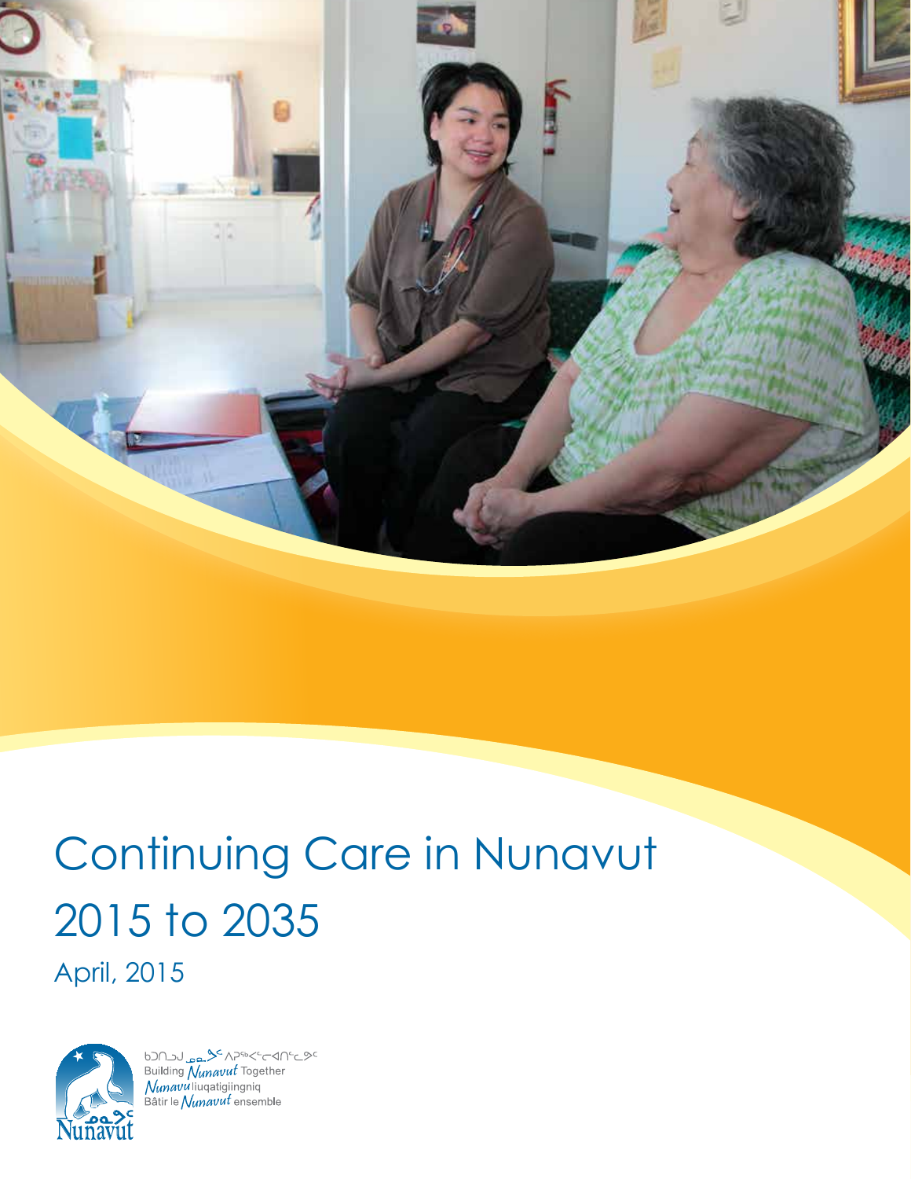# Continuing Care in Nunavut 2015 to 2035

April, 2015

ᑲᑐᑎᒧᒃ ᓄᓇᕗᑦ ᐱᕙᓪᓕᐊᑎᑦᓯᓂᖅ
Building *Nunavut* Together
*Nunavu* liuqatigiingniq
Bâtir le *Nunavut* ensemble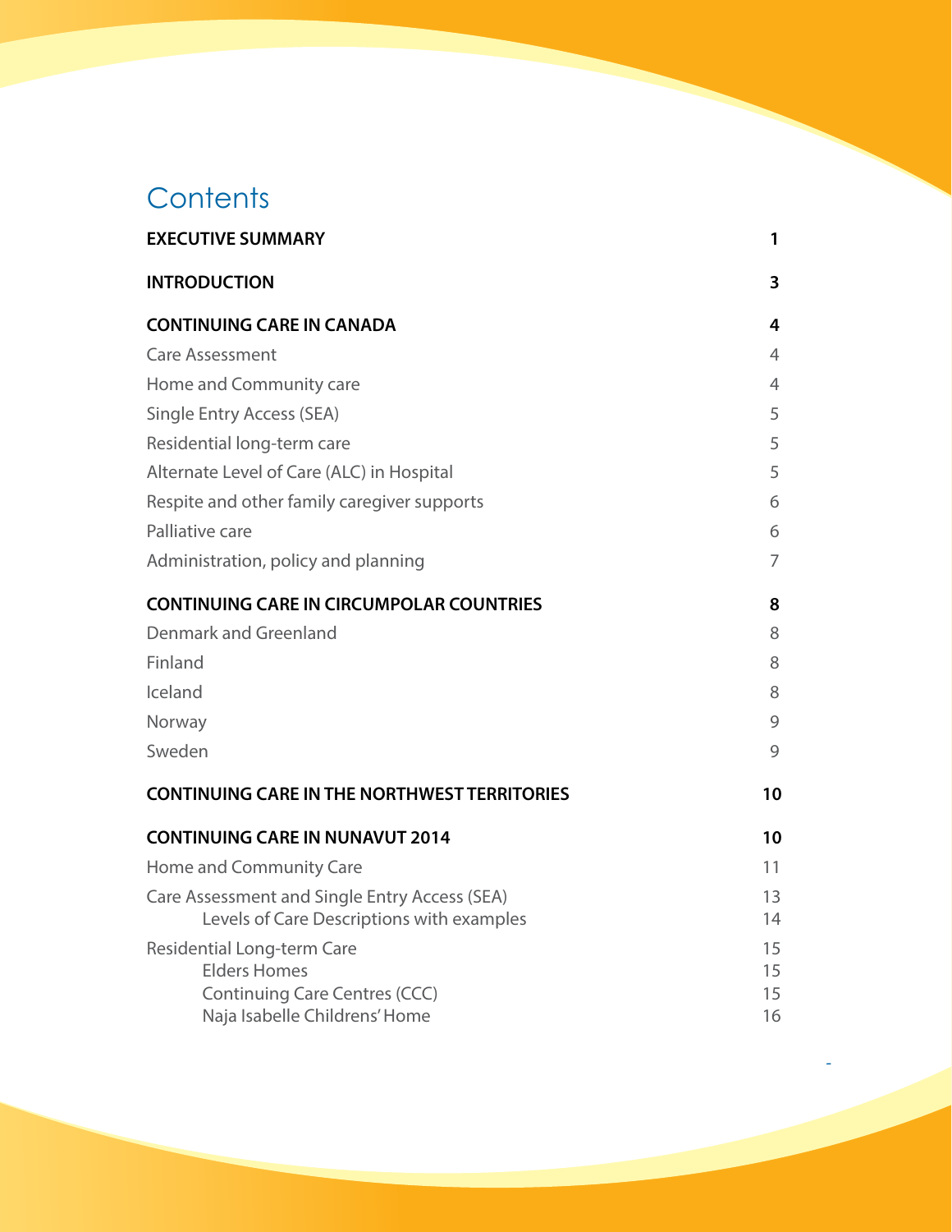# Contents

| | |
|---|---|
| **EXECUTIVE SUMMARY** | **1** |
| **INTRODUCTION** | **3** |
| **CONTINUING CARE IN CANADA** | **4** |
| Care Assessment | 4 |
| Home and Community care | 4 |
| Single Entry Access (SEA) | 5 |
| Residential long-term care | 5 |
| Alternate Level of Care (ALC) in Hospital | 5 |
| Respite and other family caregiver supports | 6 |
| Palliative care | 6 |
| Administration, policy and planning | 7 |
| **CONTINUING CARE IN CIRCUMPOLAR COUNTRIES** | **8** |
| Denmark and Greenland | 8 |
| Finland | 8 |
| Iceland | 8 |
| Norway | 9 |
| Sweden | 9 |
| **CONTINUING CARE IN THE NORTHWEST TERRITORIES** | **10** |
| **CONTINUING CARE IN NUNAVUT 2014** | **10** |
| Home and Community Care | 11 |
| Care Assessment and Single Entry Access (SEA) | 13 |
| &nbsp;&nbsp;&nbsp;&nbsp;Levels of Care Descriptions with examples | 14 |
| Residential Long-term Care | 15 |
| &nbsp;&nbsp;&nbsp;&nbsp;Elders Homes | 15 |
| &nbsp;&nbsp;&nbsp;&nbsp;Continuing Care Centres (CCC) | 15 |
| &nbsp;&nbsp;&nbsp;&nbsp;Naja Isabelle Childrens' Home | 16 |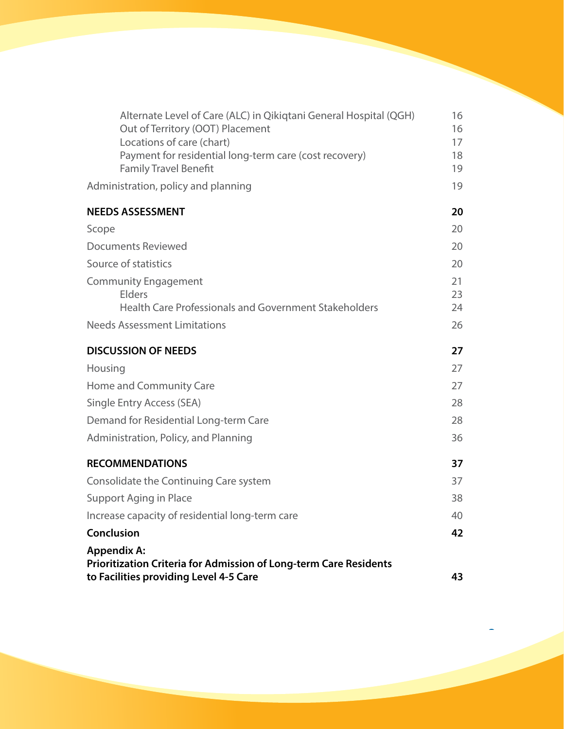| | |
|---|---|
| Alternate Level of Care (ALC) in Qikiqtani General Hospital (QGH) | 16 |
| Out of Territory (OOT) Placement | 16 |
| Locations of care (chart) | 17 |
| Payment for residential long-term care (cost recovery) | 18 |
| Family Travel Benefit | 19 |
| Administration, policy and planning | 19 |
| **NEEDS ASSESSMENT** | **20** |
| Scope | 20 |
| Documents Reviewed | 20 |
| Source of statistics | 20 |
| Community Engagement | 21 |
| Elders | 23 |
| Health Care Professionals and Government Stakeholders | 24 |
| Needs Assessment Limitations | 26 |
| **DISCUSSION OF NEEDS** | **27** |
| Housing | 27 |
| Home and Community Care | 27 |
| Single Entry Access (SEA) | 28 |
| Demand for Residential Long-term Care | 28 |
| Administration, Policy, and Planning | 36 |
| **RECOMMENDATIONS** | **37** |
| Consolidate the Continuing Care system | 37 |
| Support Aging in Place | 38 |
| Increase capacity of residential long-term care | 40 |
| **Conclusion** | **42** |
| **Appendix A: Prioritization Criteria for Admission of Long-term Care Residents to Facilities providing Level 4-5 Care** | **43** |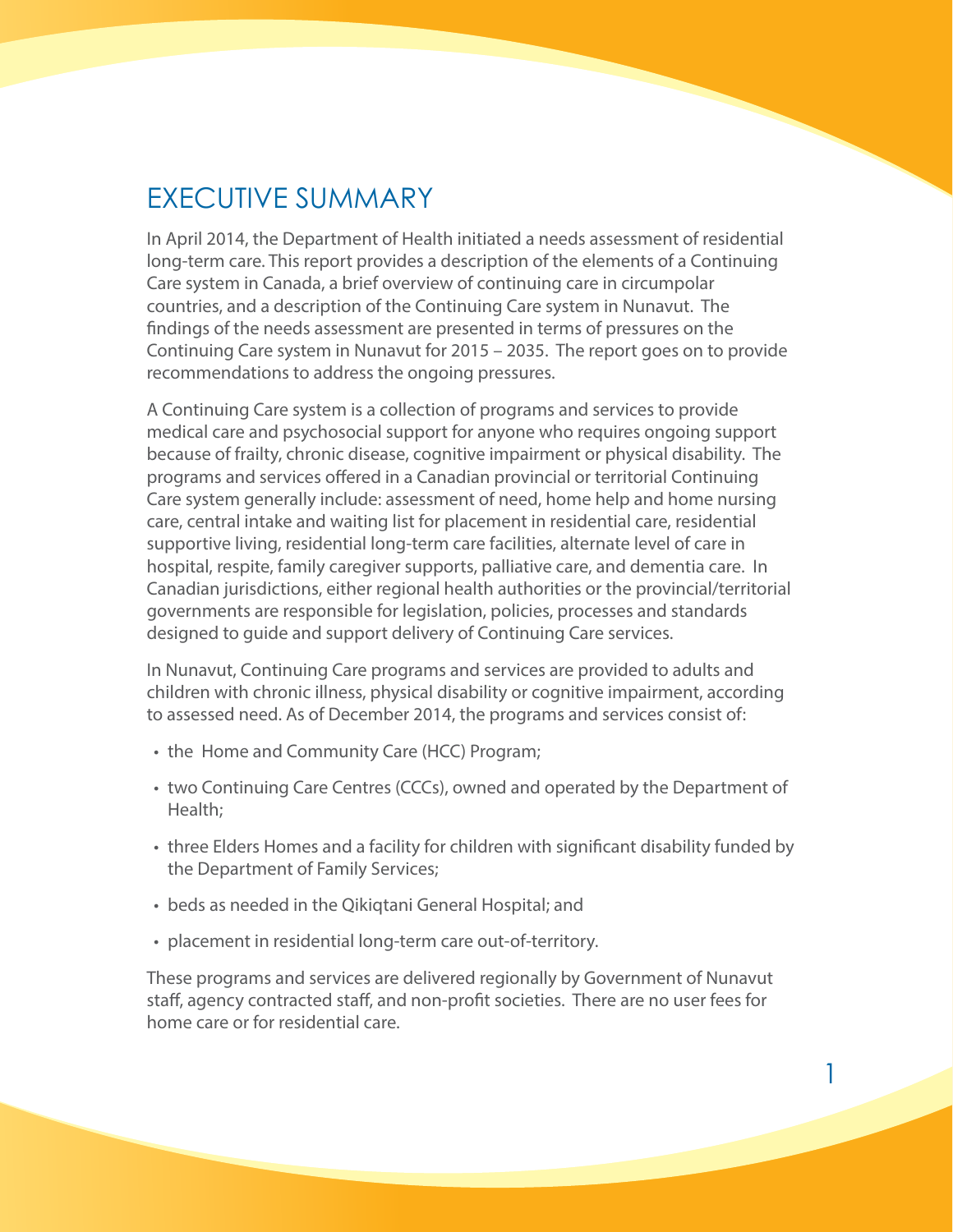# EXECUTIVE SUMMARY

In April 2014, the Department of Health initiated a needs assessment of residential long-term care. This report provides a description of the elements of a Continuing Care system in Canada, a brief overview of continuing care in circumpolar countries, and a description of the Continuing Care system in Nunavut. The findings of the needs assessment are presented in terms of pressures on the Continuing Care system in Nunavut for 2015 – 2035. The report goes on to provide recommendations to address the ongoing pressures.

A Continuing Care system is a collection of programs and services to provide medical care and psychosocial support for anyone who requires ongoing support because of frailty, chronic disease, cognitive impairment or physical disability. The programs and services offered in a Canadian provincial or territorial Continuing Care system generally include: assessment of need, home help and home nursing care, central intake and waiting list for placement in residential care, residential supportive living, residential long-term care facilities, alternate level of care in hospital, respite, family caregiver supports, palliative care, and dementia care. In Canadian jurisdictions, either regional health authorities or the provincial/territorial governments are responsible for legislation, policies, processes and standards designed to guide and support delivery of Continuing Care services.

In Nunavut, Continuing Care programs and services are provided to adults and children with chronic illness, physical disability or cognitive impairment, according to assessed need. As of December 2014, the programs and services consist of:

- the Home and Community Care (HCC) Program;
- two Continuing Care Centres (CCCs), owned and operated by the Department of Health;
- three Elders Homes and a facility for children with significant disability funded by the Department of Family Services;
- beds as needed in the Qikiqtani General Hospital; and
- placement in residential long-term care out-of-territory.

These programs and services are delivered regionally by Government of Nunavut staff, agency contracted staff, and non-profit societies. There are no user fees for home care or for residential care.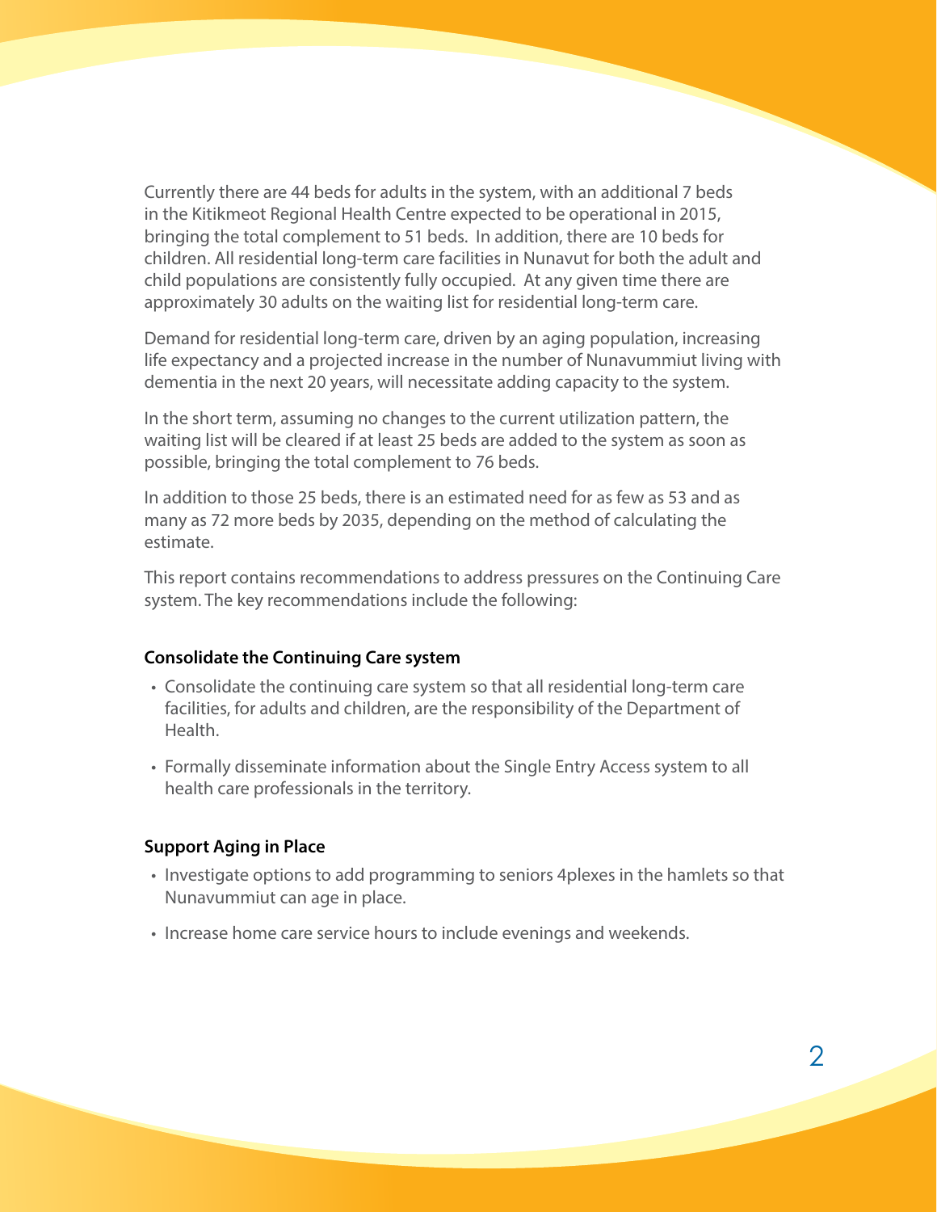Currently there are 44 beds for adults in the system, with an additional 7 beds in the Kitikmeot Regional Health Centre expected to be operational in 2015, bringing the total complement to 51 beds. In addition, there are 10 beds for children. All residential long-term care facilities in Nunavut for both the adult and child populations are consistently fully occupied. At any given time there are approximately 30 adults on the waiting list for residential long-term care.

Demand for residential long-term care, driven by an aging population, increasing life expectancy and a projected increase in the number of Nunavummiut living with dementia in the next 20 years, will necessitate adding capacity to the system.

In the short term, assuming no changes to the current utilization pattern, the waiting list will be cleared if at least 25 beds are added to the system as soon as possible, bringing the total complement to 76 beds.

In addition to those 25 beds, there is an estimated need for as few as 53 and as many as 72 more beds by 2035, depending on the method of calculating the estimate.

This report contains recommendations to address pressures on the Continuing Care system. The key recommendations include the following:

**Consolidate the Continuing Care system**

- Consolidate the continuing care system so that all residential long-term care facilities, for adults and children, are the responsibility of the Department of Health.
- Formally disseminate information about the Single Entry Access system to all health care professionals in the territory.

**Support Aging in Place**

- Investigate options to add programming to seniors 4plexes in the hamlets so that Nunavummiut can age in place.
- Increase home care service hours to include evenings and weekends.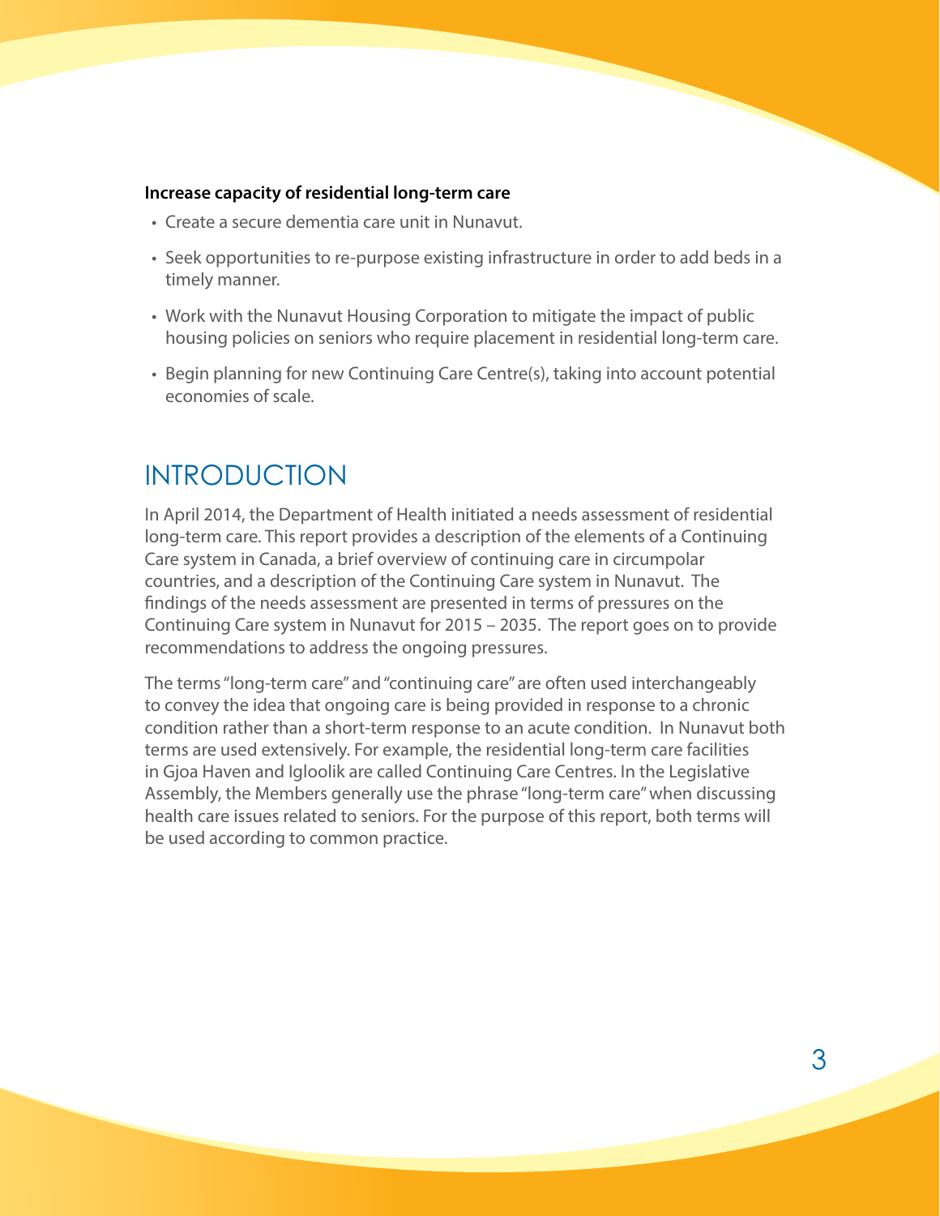**Increase capacity of residential long-term care**

- Create a secure dementia care unit in Nunavut.
- Seek opportunities to re-purpose existing infrastructure in order to add beds in a timely manner.
- Work with the Nunavut Housing Corporation to mitigate the impact of public housing policies on seniors who require placement in residential long-term care.
- Begin planning for new Continuing Care Centre(s), taking into account potential economies of scale.

# INTRODUCTION

In April 2014, the Department of Health initiated a needs assessment of residential long-term care. This report provides a description of the elements of a Continuing Care system in Canada, a brief overview of continuing care in circumpolar countries, and a description of the Continuing Care system in Nunavut. The findings of the needs assessment are presented in terms of pressures on the Continuing Care system in Nunavut for 2015 – 2035. The report goes on to provide recommendations to address the ongoing pressures.

The terms "long-term care" and "continuing care" are often used interchangeably to convey the idea that ongoing care is being provided in response to a chronic condition rather than a short-term response to an acute condition. In Nunavut both terms are used extensively. For example, the residential long-term care facilities in Gjoa Haven and Igloolik are called Continuing Care Centres. In the Legislative Assembly, the Members generally use the phrase "long-term care" when discussing health care issues related to seniors. For the purpose of this report, both terms will be used according to common practice.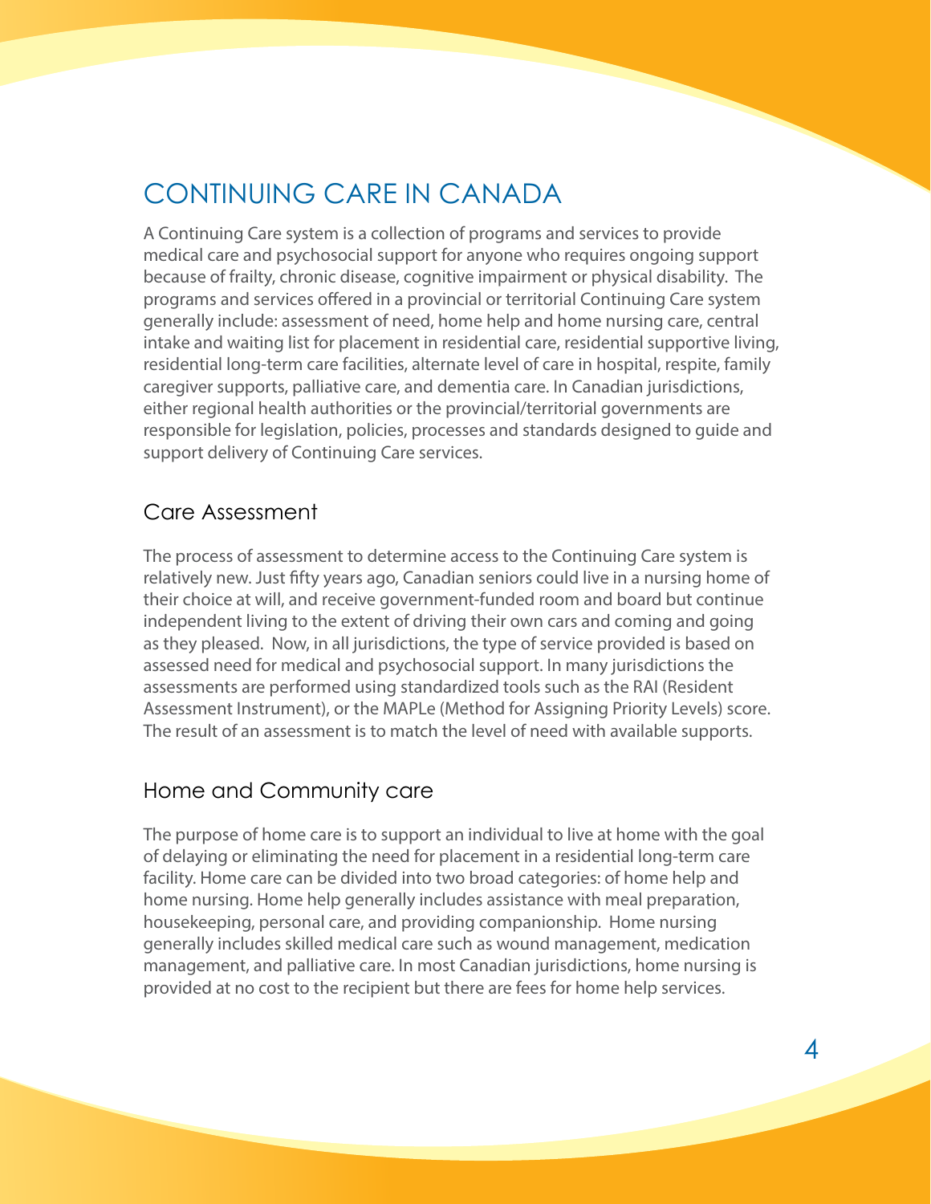# CONTINUING CARE IN CANADA

A Continuing Care system is a collection of programs and services to provide medical care and psychosocial support for anyone who requires ongoing support because of frailty, chronic disease, cognitive impairment or physical disability. The programs and services offered in a provincial or territorial Continuing Care system generally include: assessment of need, home help and home nursing care, central intake and waiting list for placement in residential care, residential supportive living, residential long-term care facilities, alternate level of care in hospital, respite, family caregiver supports, palliative care, and dementia care. In Canadian jurisdictions, either regional health authorities or the provincial/territorial governments are responsible for legislation, policies, processes and standards designed to guide and support delivery of Continuing Care services.

## Care Assessment

The process of assessment to determine access to the Continuing Care system is relatively new. Just fifty years ago, Canadian seniors could live in a nursing home of their choice at will, and receive government-funded room and board but continue independent living to the extent of driving their own cars and coming and going as they pleased. Now, in all jurisdictions, the type of service provided is based on assessed need for medical and psychosocial support. In many jurisdictions the assessments are performed using standardized tools such as the RAI (Resident Assessment Instrument), or the MAPLe (Method for Assigning Priority Levels) score. The result of an assessment is to match the level of need with available supports.

## Home and Community care

The purpose of home care is to support an individual to live at home with the goal of delaying or eliminating the need for placement in a residential long-term care facility. Home care can be divided into two broad categories: of home help and home nursing. Home help generally includes assistance with meal preparation, housekeeping, personal care, and providing companionship. Home nursing generally includes skilled medical care such as wound management, medication management, and palliative care. In most Canadian jurisdictions, home nursing is provided at no cost to the recipient but there are fees for home help services.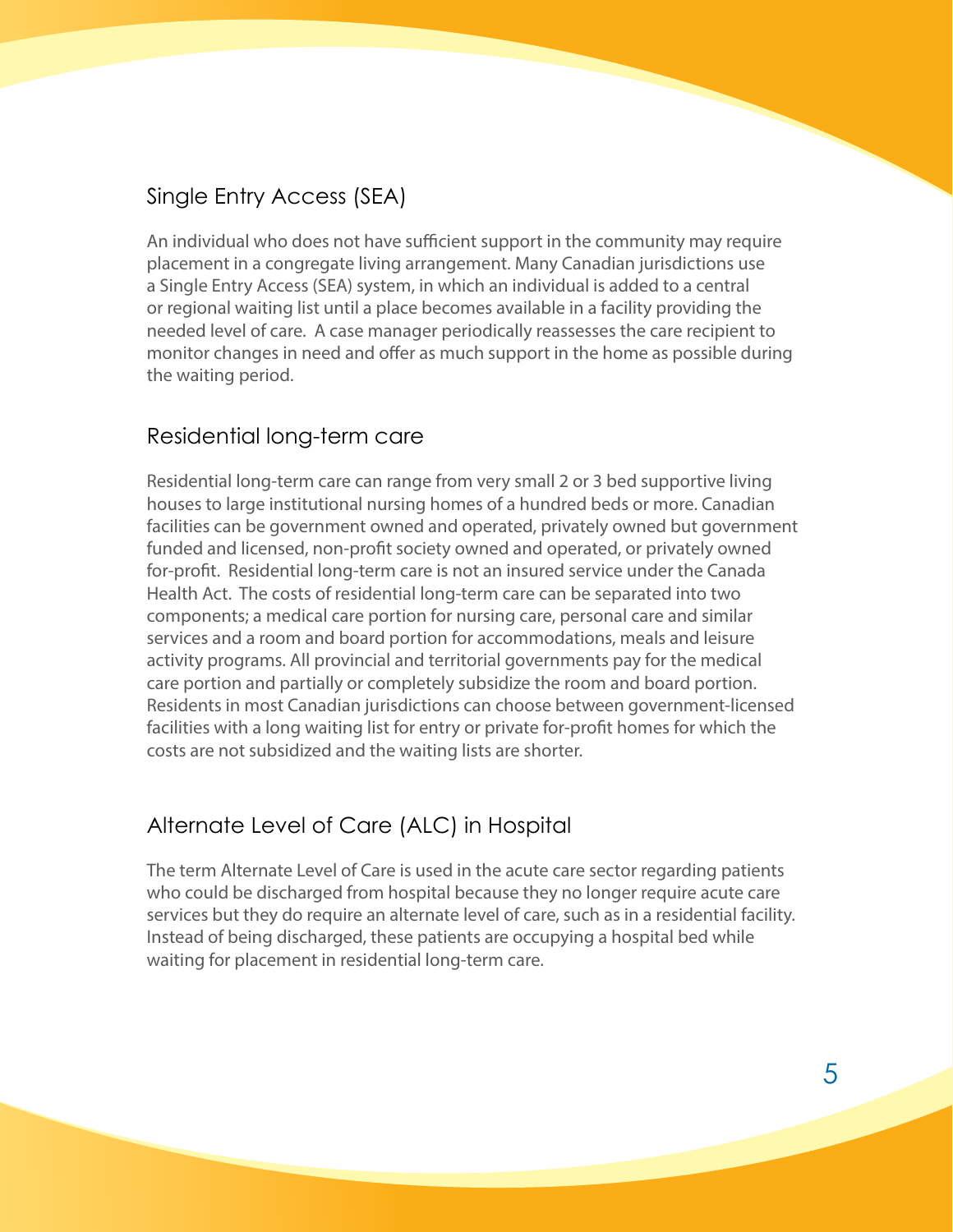## Single Entry Access (SEA)

An individual who does not have sufficient support in the community may require placement in a congregate living arrangement. Many Canadian jurisdictions use a Single Entry Access (SEA) system, in which an individual is added to a central or regional waiting list until a place becomes available in a facility providing the needed level of care. A case manager periodically reassesses the care recipient to monitor changes in need and offer as much support in the home as possible during the waiting period.

## Residential long-term care

Residential long-term care can range from very small 2 or 3 bed supportive living houses to large institutional nursing homes of a hundred beds or more. Canadian facilities can be government owned and operated, privately owned but government funded and licensed, non-profit society owned and operated, or privately owned for-profit. Residential long-term care is not an insured service under the Canada Health Act. The costs of residential long-term care can be separated into two components; a medical care portion for nursing care, personal care and similar services and a room and board portion for accommodations, meals and leisure activity programs. All provincial and territorial governments pay for the medical care portion and partially or completely subsidize the room and board portion. Residents in most Canadian jurisdictions can choose between government-licensed facilities with a long waiting list for entry or private for-profit homes for which the costs are not subsidized and the waiting lists are shorter.

## Alternate Level of Care (ALC) in Hospital

The term Alternate Level of Care is used in the acute care sector regarding patients who could be discharged from hospital because they no longer require acute care services but they do require an alternate level of care, such as in a residential facility. Instead of being discharged, these patients are occupying a hospital bed while waiting for placement in residential long-term care.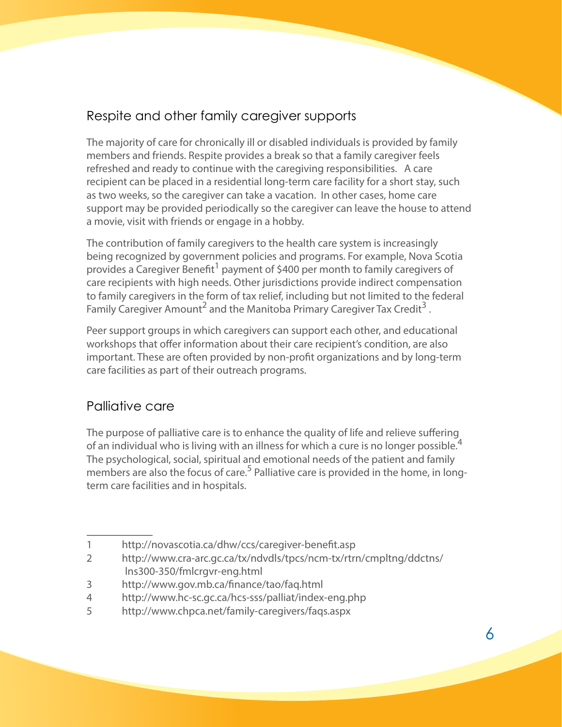## Respite and other family caregiver supports

The majority of care for chronically ill or disabled individuals is provided by family members and friends. Respite provides a break so that a family caregiver feels refreshed and ready to continue with the caregiving responsibilities. A care recipient can be placed in a residential long-term care facility for a short stay, such as two weeks, so the caregiver can take a vacation. In other cases, home care support may be provided periodically so the caregiver can leave the house to attend a movie, visit with friends or engage in a hobby.

The contribution of family caregivers to the health care system is increasingly being recognized by government policies and programs. For example, Nova Scotia provides a Caregiver Benefit[1] payment of $400 per month to family caregivers of care recipients with high needs. Other jurisdictions provide indirect compensation to family caregivers in the form of tax relief, including but not limited to the federal Family Caregiver Amount[2] and the Manitoba Primary Caregiver Tax Credit[3] .

Peer support groups in which caregivers can support each other, and educational workshops that offer information about their care recipient's condition, are also important. These are often provided by non-profit organizations and by long-term care facilities as part of their outreach programs.

## Palliative care

The purpose of palliative care is to enhance the quality of life and relieve suffering of an individual who is living with an illness for which a cure is no longer possible.[4] The psychological, social, spiritual and emotional needs of the patient and family members are also the focus of care.[5] Palliative care is provided in the home, in long-term care facilities and in hospitals.

---

1 http://novascotia.ca/dhw/ccs/caregiver-benefit.asp

2 http://www.cra-arc.gc.ca/tx/ndvdls/tpcs/ncm-tx/rtrn/cmpltng/ddctns/lns300-350/fmlcrgvr-eng.html

3 http://www.gov.mb.ca/finance/tao/faq.html

4 http://www.hc-sc.gc.ca/hcs-sss/palliat/index-eng.php

5 http://www.chpca.net/family-caregivers/faqs.aspx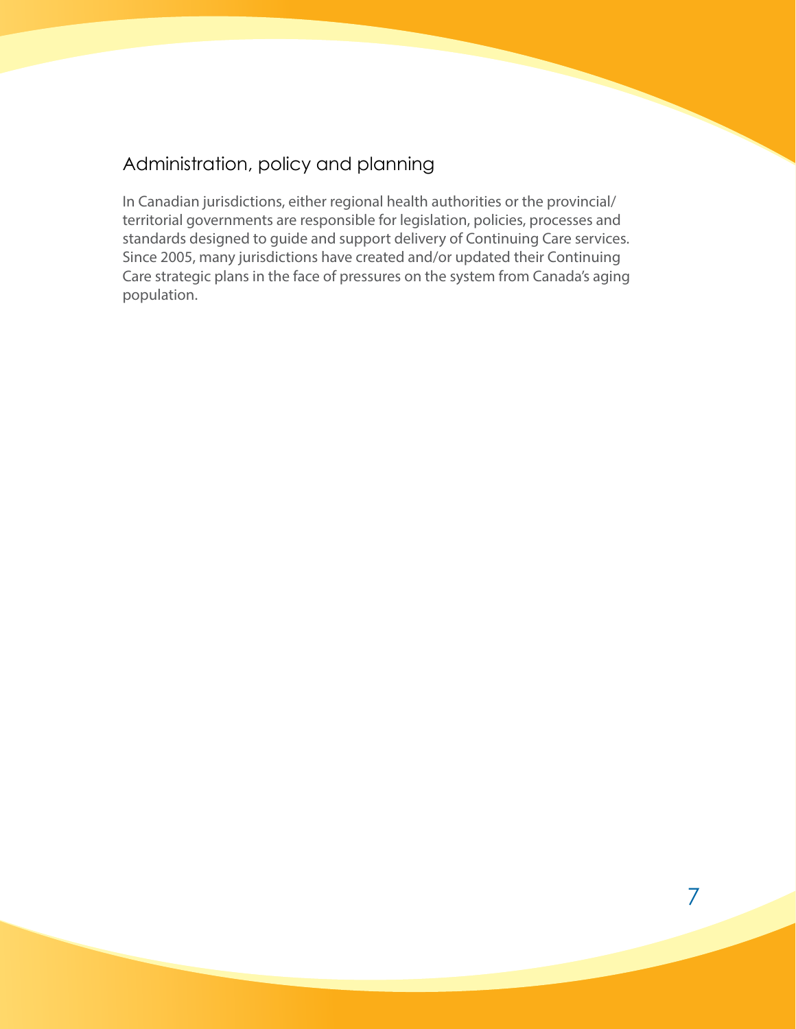## Administration, policy and planning

In Canadian jurisdictions, either regional health authorities or the provincial/territorial governments are responsible for legislation, policies, processes and standards designed to guide and support delivery of Continuing Care services. Since 2005, many jurisdictions have created and/or updated their Continuing Care strategic plans in the face of pressures on the system from Canada's aging population.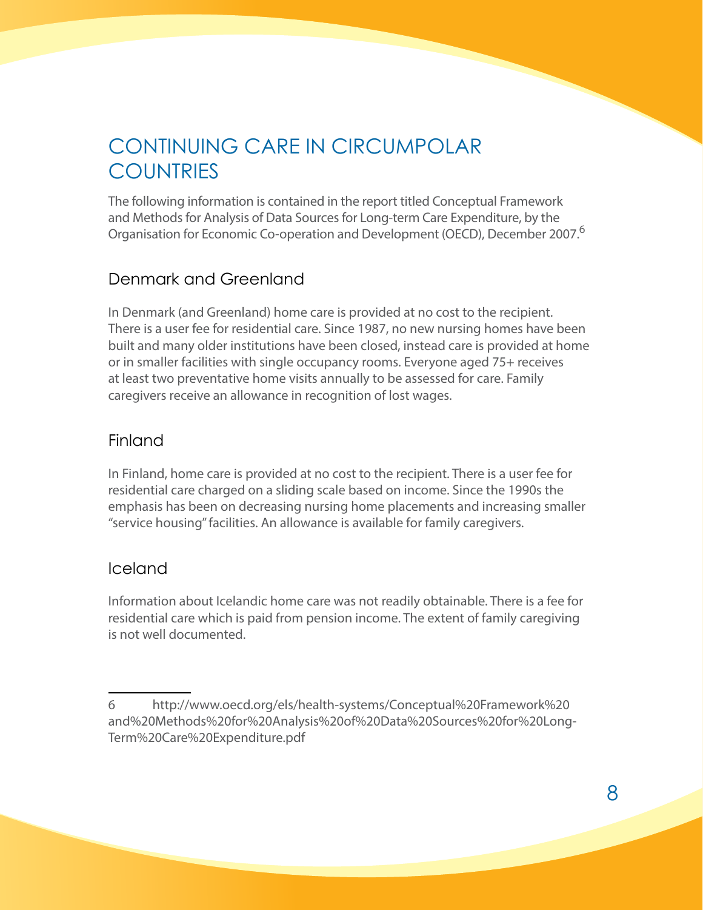# CONTINUING CARE IN CIRCUMPOLAR COUNTRIES

The following information is contained in the report titled Conceptual Framework and Methods for Analysis of Data Sources for Long-term Care Expenditure, by the Organisation for Economic Co-operation and Development (OECD), December 2007.[6]

## Denmark and Greenland

In Denmark (and Greenland) home care is provided at no cost to the recipient. There is a user fee for residential care. Since 1987, no new nursing homes have been built and many older institutions have been closed, instead care is provided at home or in smaller facilities with single occupancy rooms. Everyone aged 75+ receives at least two preventative home visits annually to be assessed for care. Family caregivers receive an allowance in recognition of lost wages.

## Finland

In Finland, home care is provided at no cost to the recipient. There is a user fee for residential care charged on a sliding scale based on income. Since the 1990s the emphasis has been on decreasing nursing home placements and increasing smaller "service housing" facilities. An allowance is available for family caregivers.

## Iceland

Information about Icelandic home care was not readily obtainable. There is a fee for residential care which is paid from pension income. The extent of family caregiving is not well documented.

---

6 http://www.oecd.org/els/health-systems/Conceptual%20Framework%20and%20Methods%20for%20Analysis%20of%20Data%20Sources%20for%20Long-Term%20Care%20Expenditure.pdf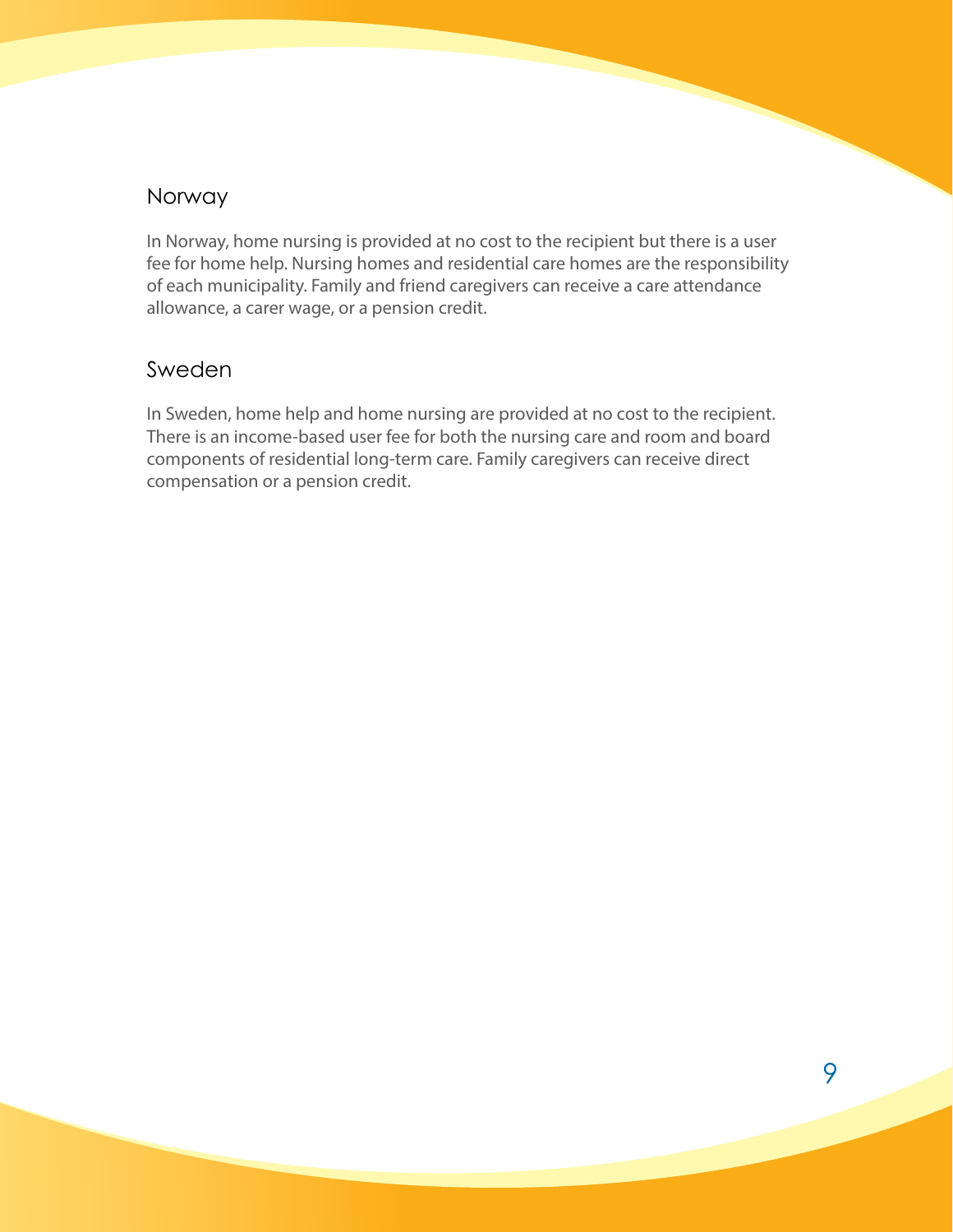## Norway

In Norway, home nursing is provided at no cost to the recipient but there is a user fee for home help. Nursing homes and residential care homes are the responsibility of each municipality. Family and friend caregivers can receive a care attendance allowance, a carer wage, or a pension credit.

## Sweden

In Sweden, home help and home nursing are provided at no cost to the recipient. There is an income-based user fee for both the nursing care and room and board components of residential long-term care. Family caregivers can receive direct compensation or a pension credit.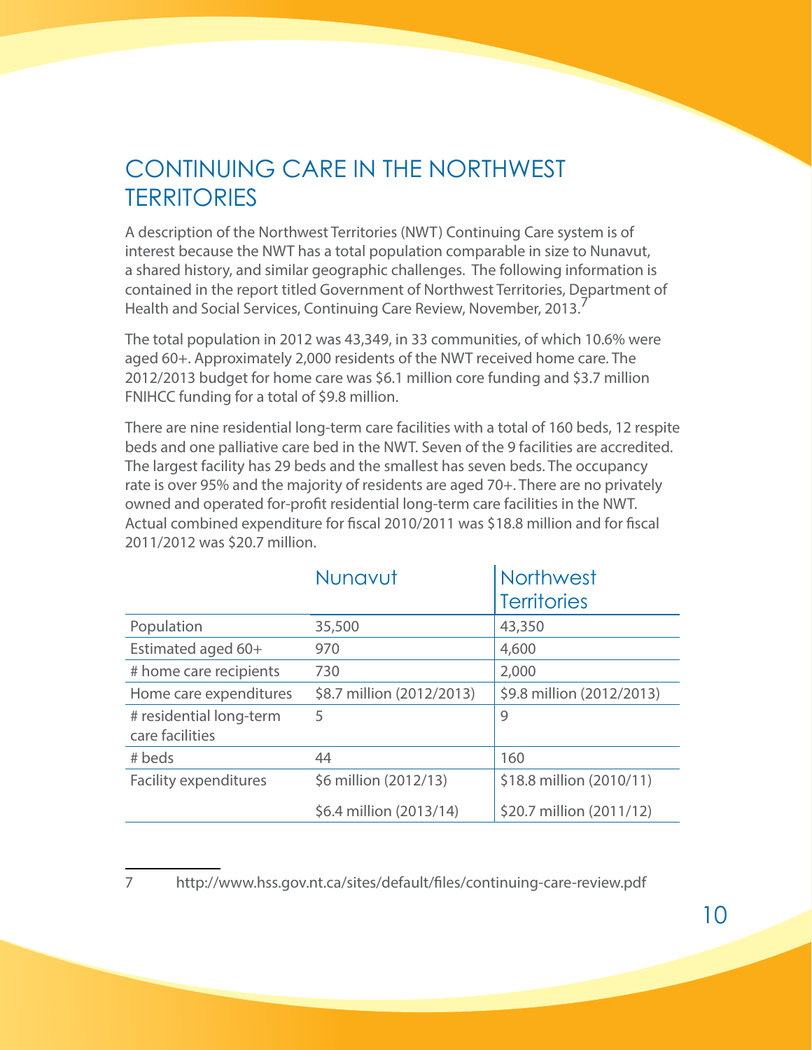# CONTINUING CARE IN THE NORTHWEST TERRITORIES

A description of the Northwest Territories (NWT) Continuing Care system is of interest because the NWT has a total population comparable in size to Nunavut, a shared history, and similar geographic challenges. The following information is contained in the report titled Government of Northwest Territories, Department of Health and Social Services, Continuing Care Review, November, 2013.[7]

The total population in 2012 was 43,349, in 33 communities, of which 10.6% were aged 60+. Approximately 2,000 residents of the NWT received home care. The 2012/2013 budget for home care was $6.1 million core funding and $3.7 million FNIHCC funding for a total of $9.8 million.

There are nine residential long-term care facilities with a total of 160 beds, 12 respite beds and one palliative care bed in the NWT. Seven of the 9 facilities are accredited. The largest facility has 29 beds and the smallest has seven beds. The occupancy rate is over 95% and the majority of residents are aged 70+. There are no privately owned and operated for-profit residential long-term care facilities in the NWT. Actual combined expenditure for fiscal 2010/2011 was $18.8 million and for fiscal 2011/2012 was $20.7 million.

| | Nunavut | Northwest Territories |
|---|---|---|
| Population | 35,500 | 43,350 |
| Estimated aged 60+ | 970 | 4,600 |
| # home care recipients | 730 | 2,000 |
| Home care expenditures | $8.7 million (2012/2013) | $9.8 million (2012/2013) |
| # residential long-term care facilities | 5 | 9 |
| # beds | 44 | 160 |
| Facility expenditures | $6 million (2012/13)<br>$6.4 million (2013/14) | $18.8 million (2010/11)<br>$20.7 million (2011/12) |

7 http://www.hss.gov.nt.ca/sites/default/files/continuing-care-review.pdf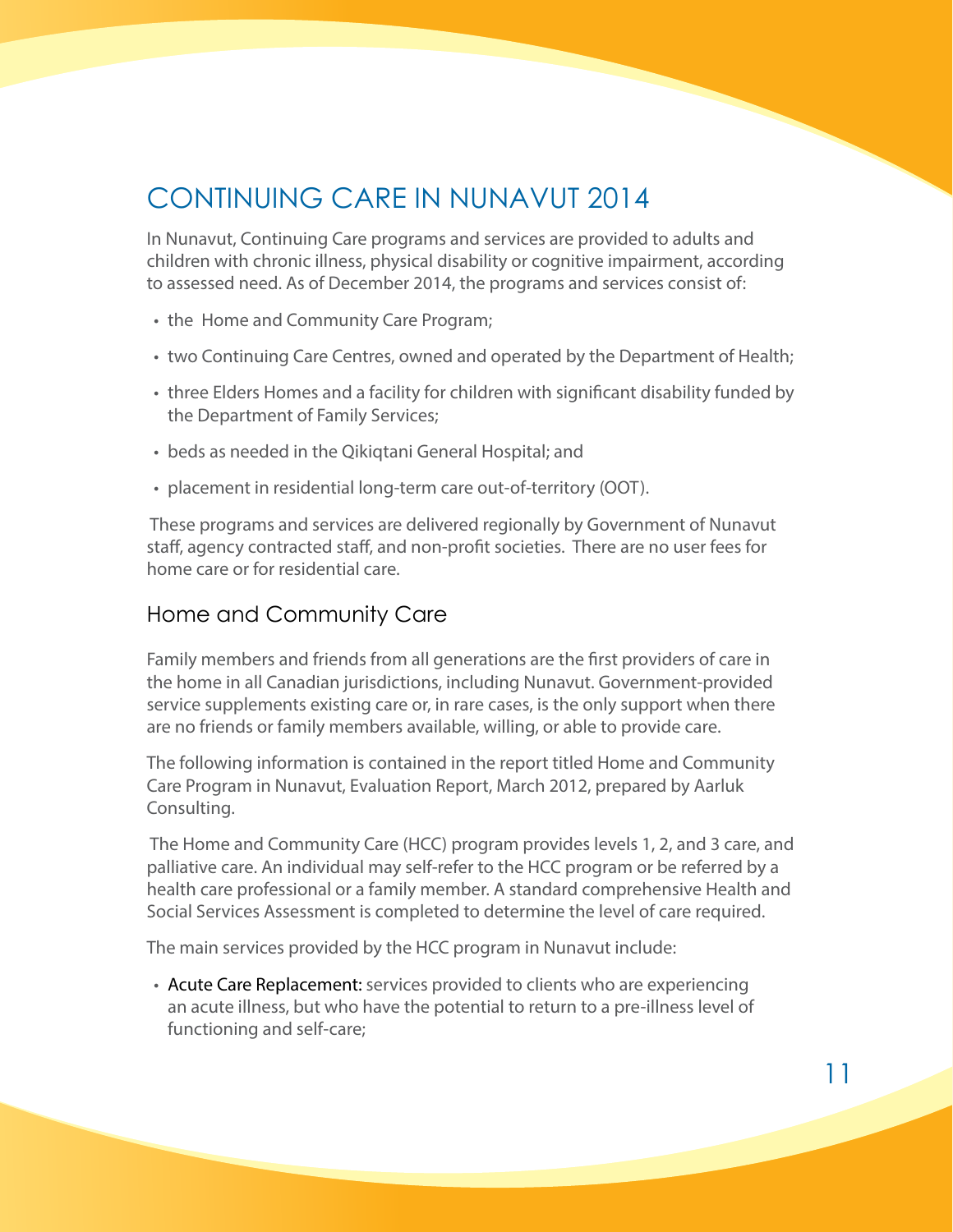# CONTINUING CARE IN NUNAVUT 2014

In Nunavut, Continuing Care programs and services are provided to adults and children with chronic illness, physical disability or cognitive impairment, according to assessed need. As of December 2014, the programs and services consist of:

- the Home and Community Care Program;
- two Continuing Care Centres, owned and operated by the Department of Health;
- three Elders Homes and a facility for children with significant disability funded by the Department of Family Services;
- beds as needed in the Qikiqtani General Hospital; and
- placement in residential long-term care out-of-territory (OOT).

These programs and services are delivered regionally by Government of Nunavut staff, agency contracted staff, and non-profit societies. There are no user fees for home care or for residential care.

## Home and Community Care

Family members and friends from all generations are the first providers of care in the home in all Canadian jurisdictions, including Nunavut. Government-provided service supplements existing care or, in rare cases, is the only support when there are no friends or family members available, willing, or able to provide care.

The following information is contained in the report titled Home and Community Care Program in Nunavut, Evaluation Report, March 2012, prepared by Aarluk Consulting.

The Home and Community Care (HCC) program provides levels 1, 2, and 3 care, and palliative care. An individual may self-refer to the HCC program or be referred by a health care professional or a family member. A standard comprehensive Health and Social Services Assessment is completed to determine the level of care required.

The main services provided by the HCC program in Nunavut include:

- Acute Care Replacement: services provided to clients who are experiencing an acute illness, but who have the potential to return to a pre-illness level of functioning and self-care;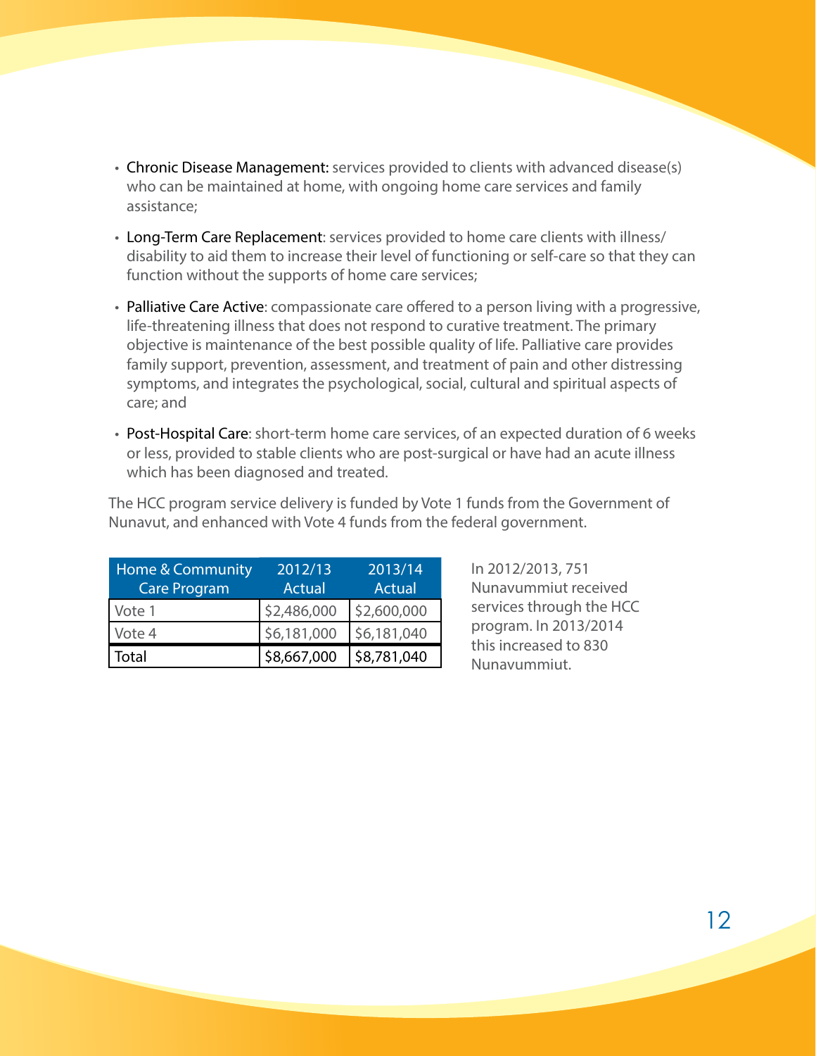- **Chronic Disease Management:** services provided to clients with advanced disease(s) who can be maintained at home, with ongoing home care services and family assistance;
- **Long-Term Care Replacement**: services provided to home care clients with illness/ disability to aid them to increase their level of functioning or self-care so that they can function without the supports of home care services;
- **Palliative Care Active**: compassionate care offered to a person living with a progressive, life-threatening illness that does not respond to curative treatment. The primary objective is maintenance of the best possible quality of life. Palliative care provides family support, prevention, assessment, and treatment of pain and other distressing symptoms, and integrates the psychological, social, cultural and spiritual aspects of care; and
- **Post-Hospital Care**: short-term home care services, of an expected duration of 6 weeks or less, provided to stable clients who are post-surgical or have had an acute illness which has been diagnosed and treated.

The HCC program service delivery is funded by Vote 1 funds from the Government of Nunavut, and enhanced with Vote 4 funds from the federal government.

| Home & Community Care Program | 2012/13 Actual | 2013/14 Actual |
|---|---|---|
| Vote 1 | $2,486,000 | $2,600,000 |
| Vote 4 | $6,181,000 | $6,181,040 |
| Total | $8,667,000 | $8,781,040 |

In 2012/2013, 751 Nunavummiut received services through the HCC program. In 2013/2014 this increased to 830 Nunavummiut.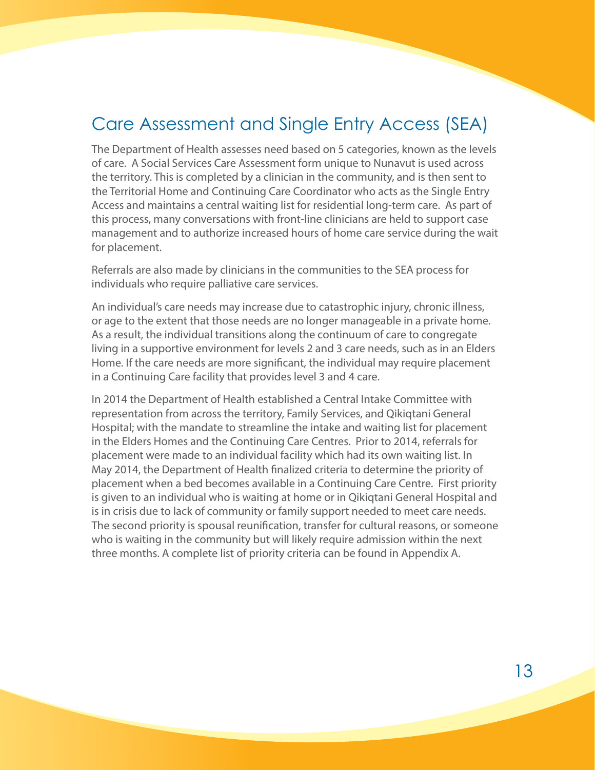## Care Assessment and Single Entry Access (SEA)

The Department of Health assesses need based on 5 categories, known as the levels of care. A Social Services Care Assessment form unique to Nunavut is used across the territory. This is completed by a clinician in the community, and is then sent to the Territorial Home and Continuing Care Coordinator who acts as the Single Entry Access and maintains a central waiting list for residential long-term care. As part of this process, many conversations with front-line clinicians are held to support case management and to authorize increased hours of home care service during the wait for placement.

Referrals are also made by clinicians in the communities to the SEA process for individuals who require palliative care services.

An individual's care needs may increase due to catastrophic injury, chronic illness, or age to the extent that those needs are no longer manageable in a private home. As a result, the individual transitions along the continuum of care to congregate living in a supportive environment for levels 2 and 3 care needs, such as in an Elders Home. If the care needs are more significant, the individual may require placement in a Continuing Care facility that provides level 3 and 4 care.

In 2014 the Department of Health established a Central Intake Committee with representation from across the territory, Family Services, and Qikiqtani General Hospital; with the mandate to streamline the intake and waiting list for placement in the Elders Homes and the Continuing Care Centres. Prior to 2014, referrals for placement were made to an individual facility which had its own waiting list. In May 2014, the Department of Health finalized criteria to determine the priority of placement when a bed becomes available in a Continuing Care Centre. First priority is given to an individual who is waiting at home or in Qikiqtani General Hospital and is in crisis due to lack of community or family support needed to meet care needs. The second priority is spousal reunification, transfer for cultural reasons, or someone who is waiting in the community but will likely require admission within the next three months. A complete list of priority criteria can be found in Appendix A.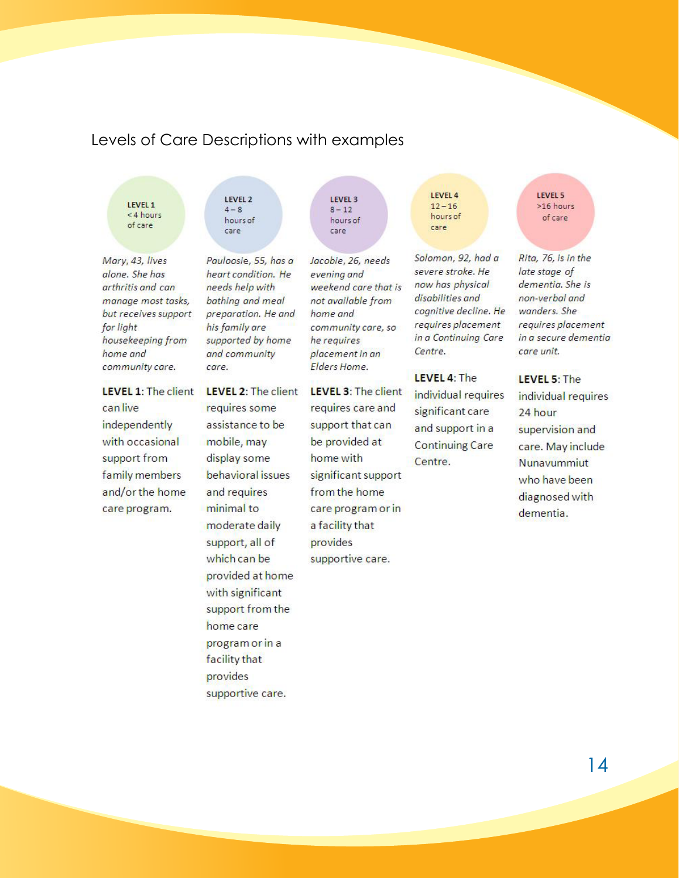## Levels of Care Descriptions with examples

**LEVEL 1**
< 4 hours of care

*Mary, 43, lives alone. She has arthritis and can manage most tasks, but receives support for light housekeeping from home and community care.*

**LEVEL 1**: The client can live independently with occasional support from family members and/or the home care program.

**LEVEL 2**
4 – 8 hours of care

*Pauloosie, 55, has a heart condition. He needs help with bathing and meal preparation. He and his family are supported by home and community care.*

**LEVEL 2**: The client requires some assistance to be mobile, may display some behavioral issues and requires minimal to moderate daily support, all of which can be provided at home with significant support from the home care program or in a facility that provides supportive care.

**LEVEL 3**
8 – 12 hours of care

*Jacobie, 26, needs evening and weekend care that is not available from home and community care, so he requires placement in an Elders Home.*

**LEVEL 3**: The client requires care and support that can be provided at home with significant support from the home care program or in a facility that provides supportive care.

**LEVEL 4**
12 – 16 hours of care

*Solomon, 92, had a severe stroke. He now has physical disabilities and cognitive decline. He requires placement in a Continuing Care Centre.*

**LEVEL 4**: The individual requires significant care and support in a Continuing Care Centre.

**LEVEL 5**
>16 hours of care

*Rita, 76, is in the late stage of dementia. She is non-verbal and wanders. She requires placement in a secure dementia care unit.*

**LEVEL 5**: The individual requires 24 hour supervision and care. May include Nunavummiut who have been diagnosed with dementia.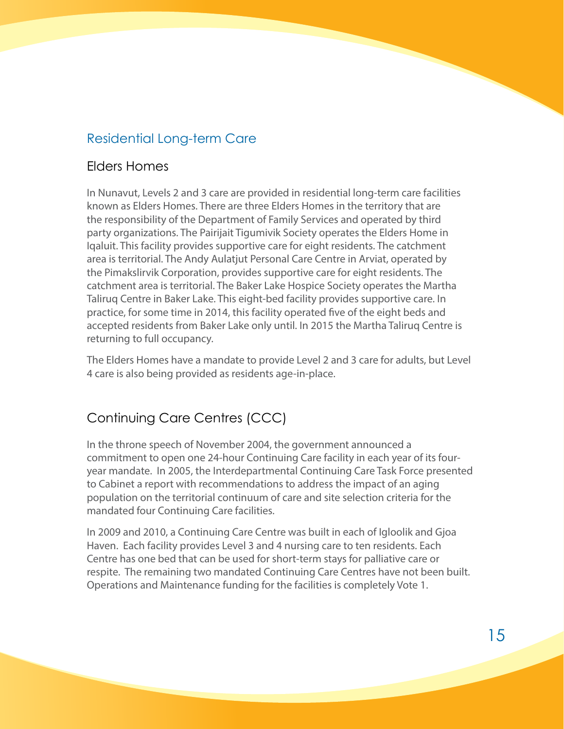## Residential Long-term Care

### Elders Homes

In Nunavut, Levels 2 and 3 care are provided in residential long-term care facilities known as Elders Homes. There are three Elders Homes in the territory that are the responsibility of the Department of Family Services and operated by third party organizations. The Pairijait Tigumivik Society operates the Elders Home in Iqaluit. This facility provides supportive care for eight residents. The catchment area is territorial. The Andy Aulatjut Personal Care Centre in Arviat, operated by the Pimakslirvik Corporation, provides supportive care for eight residents. The catchment area is territorial. The Baker Lake Hospice Society operates the Martha Taliruq Centre in Baker Lake. This eight-bed facility provides supportive care. In practice, for some time in 2014, this facility operated five of the eight beds and accepted residents from Baker Lake only until. In 2015 the Martha Taliruq Centre is returning to full occupancy.

The Elders Homes have a mandate to provide Level 2 and 3 care for adults, but Level 4 care is also being provided as residents age-in-place.

### Continuing Care Centres (CCC)

In the throne speech of November 2004, the government announced a commitment to open one 24-hour Continuing Care facility in each year of its four-year mandate. In 2005, the Interdepartmental Continuing Care Task Force presented to Cabinet a report with recommendations to address the impact of an aging population on the territorial continuum of care and site selection criteria for the mandated four Continuing Care facilities.

In 2009 and 2010, a Continuing Care Centre was built in each of Igloolik and Gjoa Haven. Each facility provides Level 3 and 4 nursing care to ten residents. Each Centre has one bed that can be used for short-term stays for palliative care or respite. The remaining two mandated Continuing Care Centres have not been built. Operations and Maintenance funding for the facilities is completely Vote 1.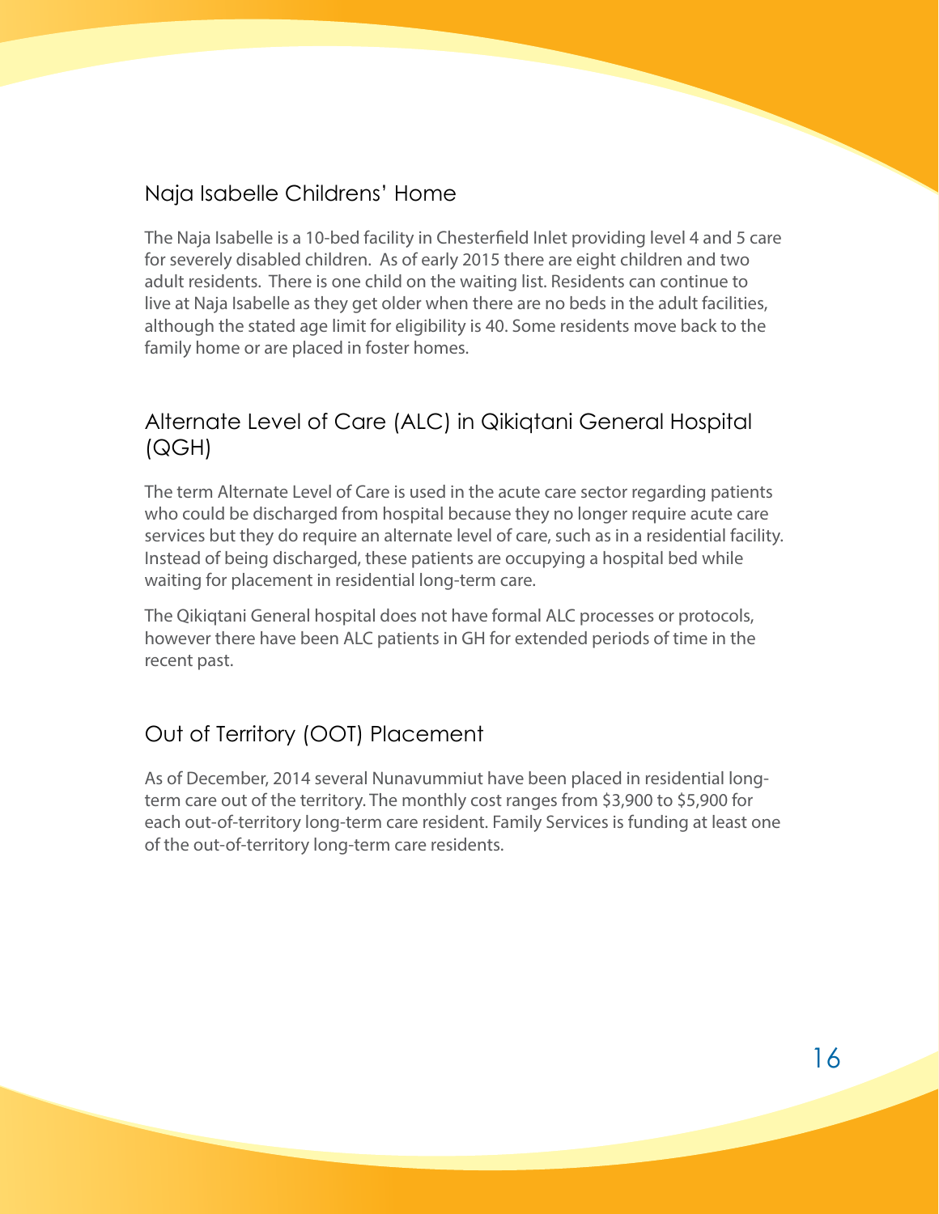## Naja Isabelle Childrens' Home

The Naja Isabelle is a 10-bed facility in Chesterfield Inlet providing level 4 and 5 care for severely disabled children. As of early 2015 there are eight children and two adult residents. There is one child on the waiting list. Residents can continue to live at Naja Isabelle as they get older when there are no beds in the adult facilities, although the stated age limit for eligibility is 40. Some residents move back to the family home or are placed in foster homes.

## Alternate Level of Care (ALC) in Qikiqtani General Hospital (QGH)

The term Alternate Level of Care is used in the acute care sector regarding patients who could be discharged from hospital because they no longer require acute care services but they do require an alternate level of care, such as in a residential facility. Instead of being discharged, these patients are occupying a hospital bed while waiting for placement in residential long-term care.

The Qikiqtani General hospital does not have formal ALC processes or protocols, however there have been ALC patients in GH for extended periods of time in the recent past.

## Out of Territory (OOT) Placement

As of December, 2014 several Nunavummiut have been placed in residential long-term care out of the territory. The monthly cost ranges from $3,900 to $5,900 for each out-of-territory long-term care resident. Family Services is funding at least one of the out-of-territory long-term care residents.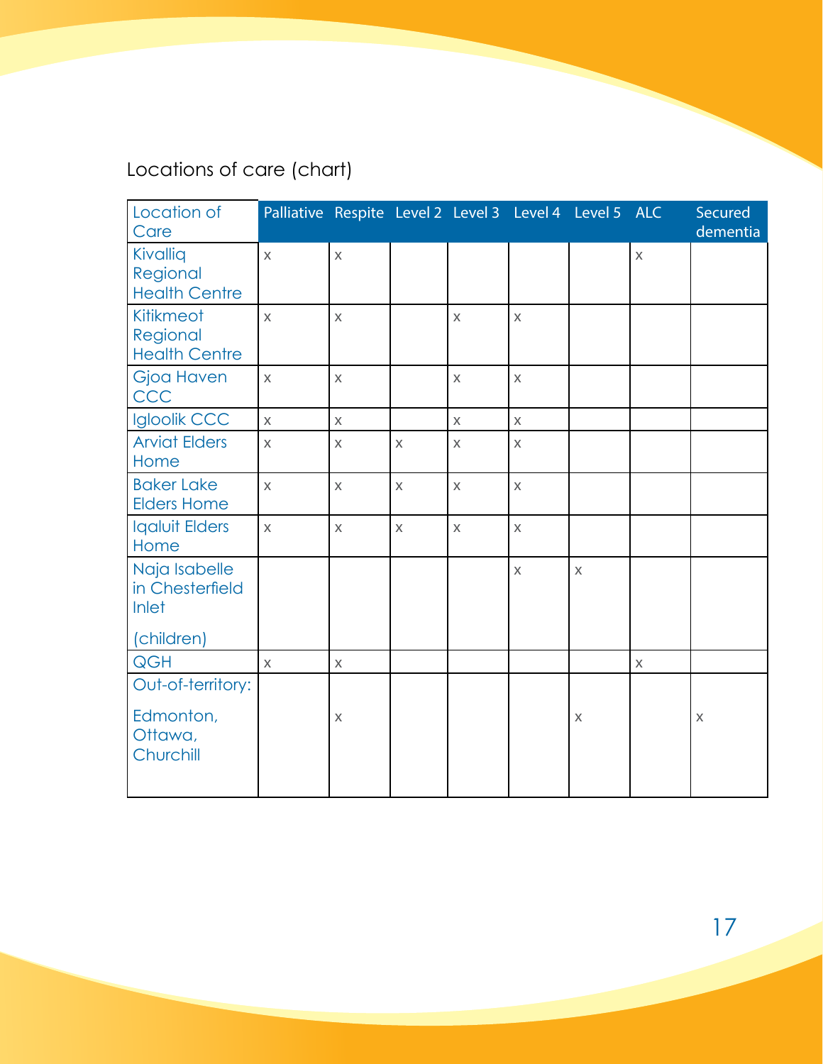Locations of care (chart)

| Location of Care | Palliative | Respite | Level 2 | Level 3 | Level 4 | Level 5 | ALC | Secured dementia |
|---|---|---|---|---|---|---|---|---|
| Kivalliq Regional Health Centre | x | x | | | | | x | |
| Kitikmeot Regional Health Centre | x | x | | x | x | | | |
| Gjoa Haven CCC | x | x | | x | x | | | |
| Igloolik CCC | x | x | | x | x | | | |
| Arviat Elders Home | x | x | x | x | x | | | |
| Baker Lake Elders Home | x | x | x | x | x | | | |
| Iqaluit Elders Home | x | x | x | x | x | | | |
| Naja Isabelle in Chesterfield Inlet (children) | | | | | x | x | | |
| QGH | x | x | | | | | x | |
| Out-of-territory: Edmonton, Ottawa, Churchill | | x | | | | x | | x |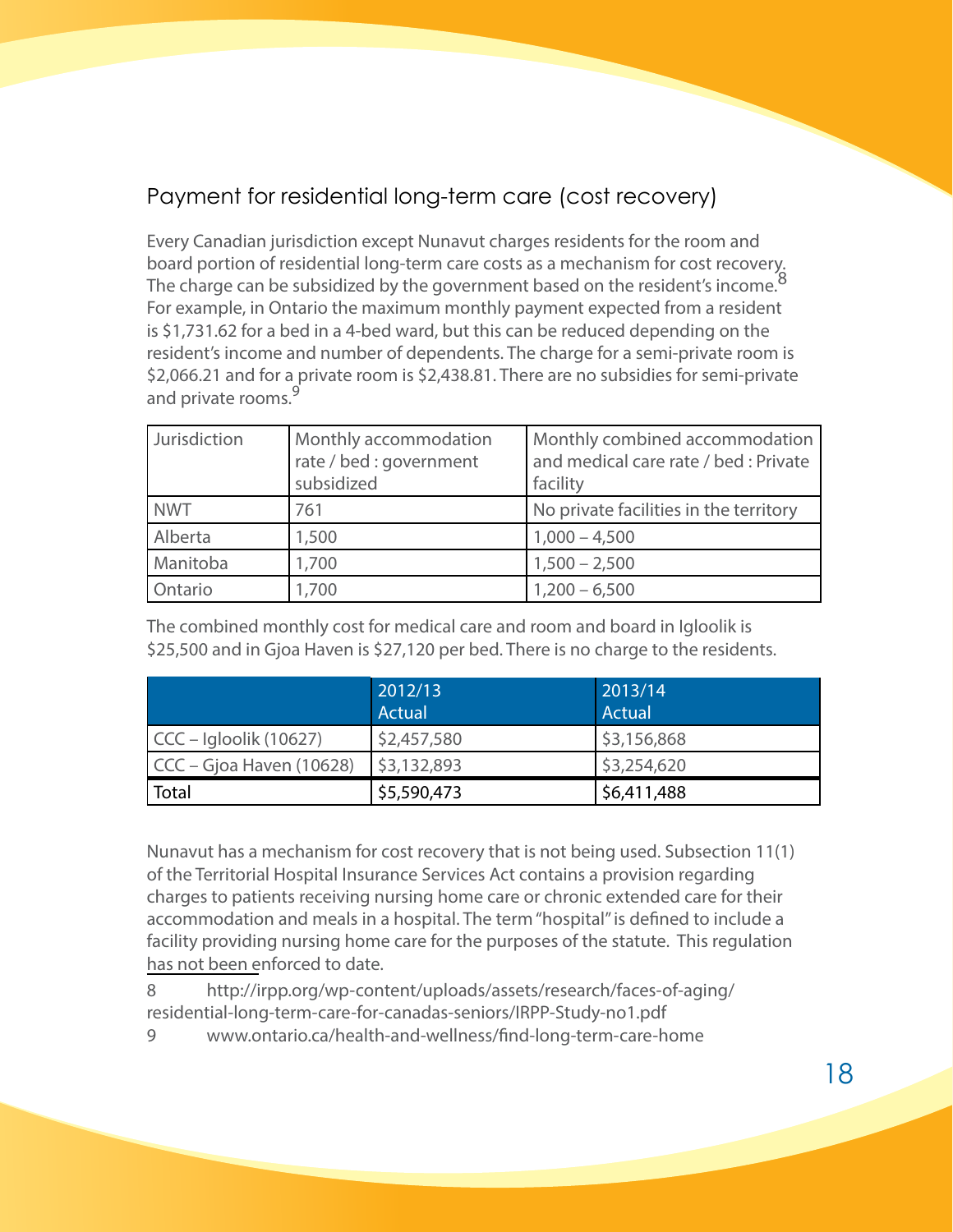## Payment for residential long-term care (cost recovery)

Every Canadian jurisdiction except Nunavut charges residents for the room and board portion of residential long-term care costs as a mechanism for cost recovery. The charge can be subsidized by the government based on the resident's income.[8] For example, in Ontario the maximum monthly payment expected from a resident is $1,731.62 for a bed in a 4-bed ward, but this can be reduced depending on the resident's income and number of dependents. The charge for a semi-private room is $2,066.21 and for a private room is $2,438.81. There are no subsidies for semi-private and private rooms.[9]

| Jurisdiction | Monthly accommodation rate / bed : government subsidized | Monthly combined accommodation and medical care rate / bed : Private facility |
|---|---|---|
| NWT | 761 | No private facilities in the territory |
| Alberta | 1,500 | 1,000 – 4,500 |
| Manitoba | 1,700 | 1,500 – 2,500 |
| Ontario | 1,700 | 1,200 – 6,500 |

The combined monthly cost for medical care and room and board in Igloolik is $25,500 and in Gjoa Haven is $27,120 per bed. There is no charge to the residents.

| | 2012/13 Actual | 2013/14 Actual |
|---|---|---|
| CCC – Igloolik (10627) | $2,457,580 | $3,156,868 |
| CCC – Gjoa Haven (10628) | $3,132,893 | $3,254,620 |
| Total | $5,590,473 | $6,411,488 |

Nunavut has a mechanism for cost recovery that is not being used. Subsection 11(1) of the Territorial Hospital Insurance Services Act contains a provision regarding charges to patients receiving nursing home care or chronic extended care for their accommodation and meals in a hospital. The term "hospital" is defined to include a facility providing nursing home care for the purposes of the statute. This regulation has not been enforced to date.

8 http://irpp.org/wp-content/uploads/assets/research/faces-of-aging/residential-long-term-care-for-canadas-seniors/IRPP-Study-no1.pdf

9 www.ontario.ca/health-and-wellness/find-long-term-care-home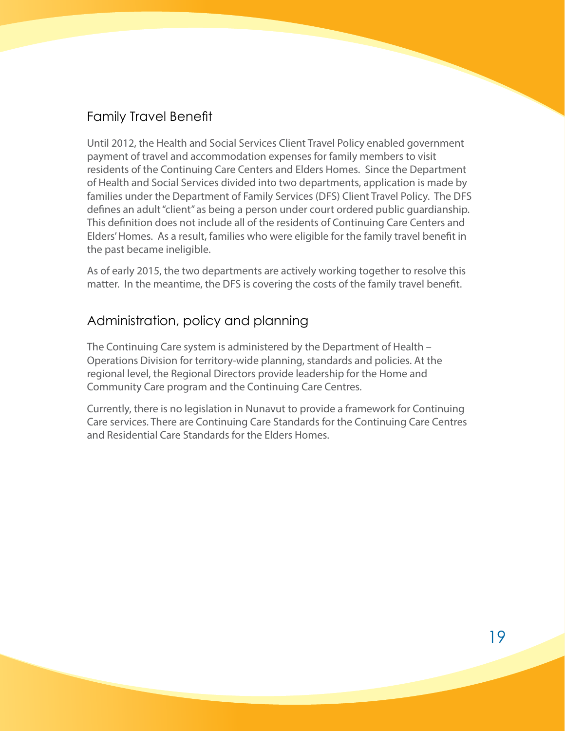## Family Travel Benefit

Until 2012, the Health and Social Services Client Travel Policy enabled government payment of travel and accommodation expenses for family members to visit residents of the Continuing Care Centers and Elders Homes. Since the Department of Health and Social Services divided into two departments, application is made by families under the Department of Family Services (DFS) Client Travel Policy. The DFS defines an adult "client" as being a person under court ordered public guardianship. This definition does not include all of the residents of Continuing Care Centers and Elders' Homes. As a result, families who were eligible for the family travel benefit in the past became ineligible.

As of early 2015, the two departments are actively working together to resolve this matter. In the meantime, the DFS is covering the costs of the family travel benefit.

## Administration, policy and planning

The Continuing Care system is administered by the Department of Health – Operations Division for territory-wide planning, standards and policies. At the regional level, the Regional Directors provide leadership for the Home and Community Care program and the Continuing Care Centres.

Currently, there is no legislation in Nunavut to provide a framework for Continuing Care services. There are Continuing Care Standards for the Continuing Care Centres and Residential Care Standards for the Elders Homes.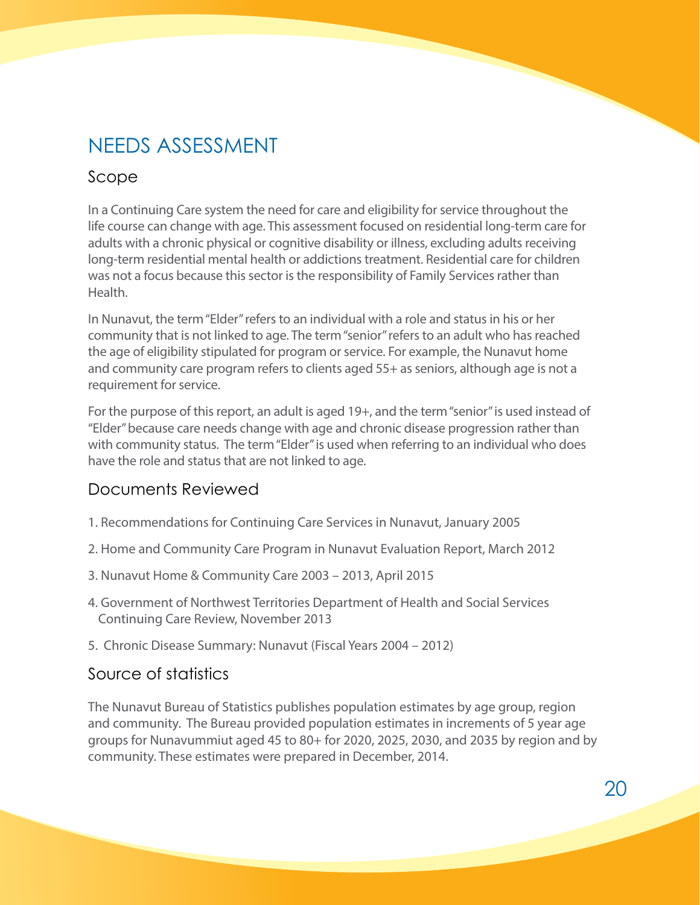# NEEDS ASSESSMENT

## Scope

In a Continuing Care system the need for care and eligibility for service throughout the life course can change with age. This assessment focused on residential long-term care for adults with a chronic physical or cognitive disability or illness, excluding adults receiving long-term residential mental health or addictions treatment. Residential care for children was not a focus because this sector is the responsibility of Family Services rather than Health.

In Nunavut, the term "Elder" refers to an individual with a role and status in his or her community that is not linked to age. The term "senior" refers to an adult who has reached the age of eligibility stipulated for program or service. For example, the Nunavut home and community care program refers to clients aged 55+ as seniors, although age is not a requirement for service.

For the purpose of this report, an adult is aged 19+, and the term "senior" is used instead of "Elder" because care needs change with age and chronic disease progression rather than with community status. The term "Elder" is used when referring to an individual who does have the role and status that are not linked to age.

## Documents Reviewed

1. Recommendations for Continuing Care Services in Nunavut, January 2005
2. Home and Community Care Program in Nunavut Evaluation Report, March 2012
3. Nunavut Home & Community Care 2003 – 2013, April 2015
4. Government of Northwest Territories Department of Health and Social Services Continuing Care Review, November 2013
5. Chronic Disease Summary: Nunavut (Fiscal Years 2004 – 2012)

## Source of statistics

The Nunavut Bureau of Statistics publishes population estimates by age group, region and community. The Bureau provided population estimates in increments of 5 year age groups for Nunavummiut aged 45 to 80+ for 2020, 2025, 2030, and 2035 by region and by community. These estimates were prepared in December, 2014.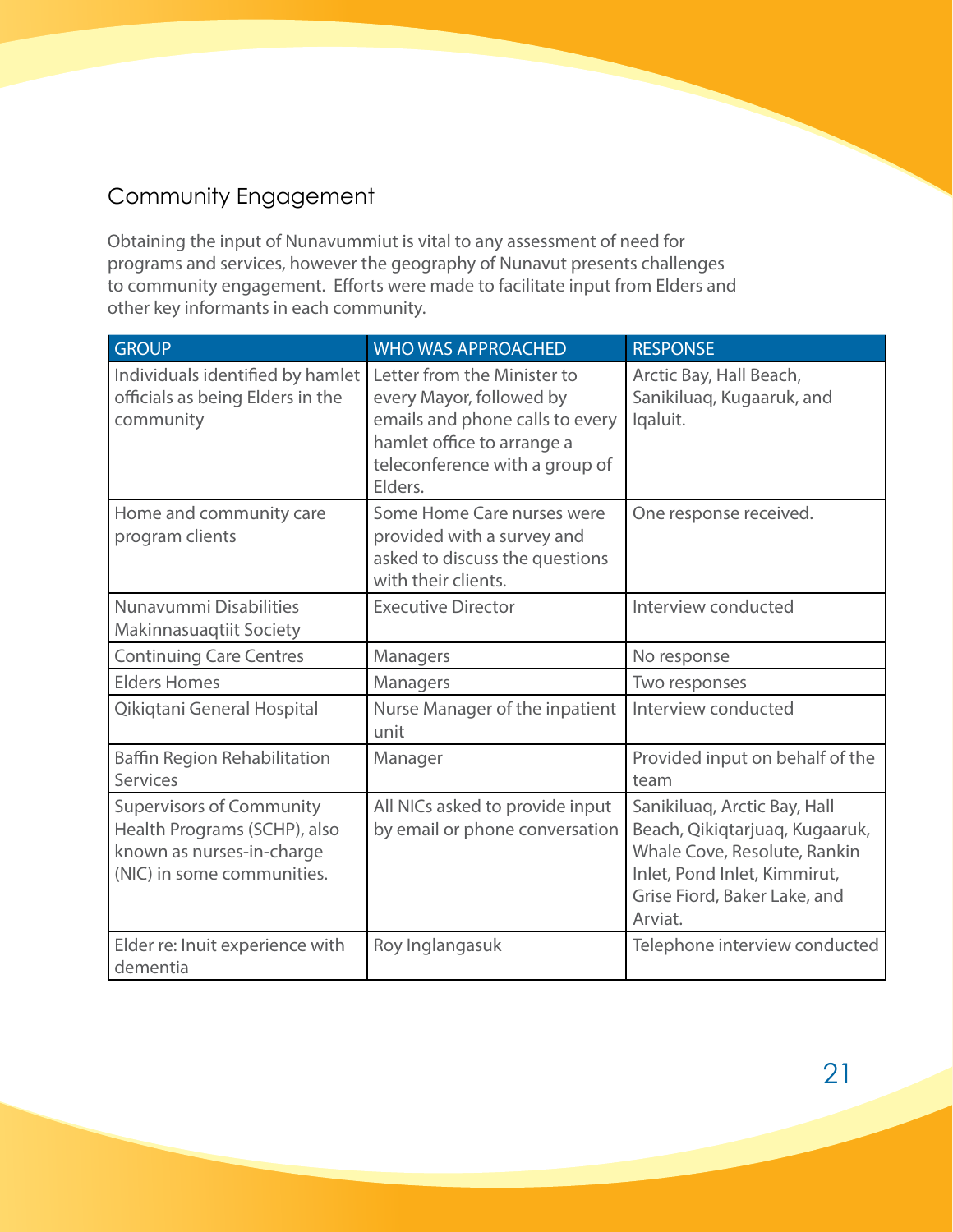## Community Engagement

Obtaining the input of Nunavummiut is vital to any assessment of need for programs and services, however the geography of Nunavut presents challenges to community engagement. Efforts were made to facilitate input from Elders and other key informants in each community.

| GROUP | WHO WAS APPROACHED | RESPONSE |
|---|---|---|
| Individuals identified by hamlet officials as being Elders in the community | Letter from the Minister to every Mayor, followed by emails and phone calls to every hamlet office to arrange a teleconference with a group of Elders. | Arctic Bay, Hall Beach, Sanikiluaq, Kugaaruk, and Iqaluit. |
| Home and community care program clients | Some Home Care nurses were provided with a survey and asked to discuss the questions with their clients. | One response received. |
| Nunavummi Disabilities Makinnasuaqtiit Society | Executive Director | Interview conducted |
| Continuing Care Centres | Managers | No response |
| Elders Homes | Managers | Two responses |
| Qikiqtani General Hospital | Nurse Manager of the inpatient unit | Interview conducted |
| Baffin Region Rehabilitation Services | Manager | Provided input on behalf of the team |
| Supervisors of Community Health Programs (SCHP), also known as nurses-in-charge (NIC) in some communities. | All NICs asked to provide input by email or phone conversation | Sanikiluaq, Arctic Bay, Hall Beach, Qikiqtarjuaq, Kugaaruk, Whale Cove, Resolute, Rankin Inlet, Pond Inlet, Kimmirut, Grise Fiord, Baker Lake, and Arviat. |
| Elder re: Inuit experience with dementia | Roy Inglangasuk | Telephone interview conducted |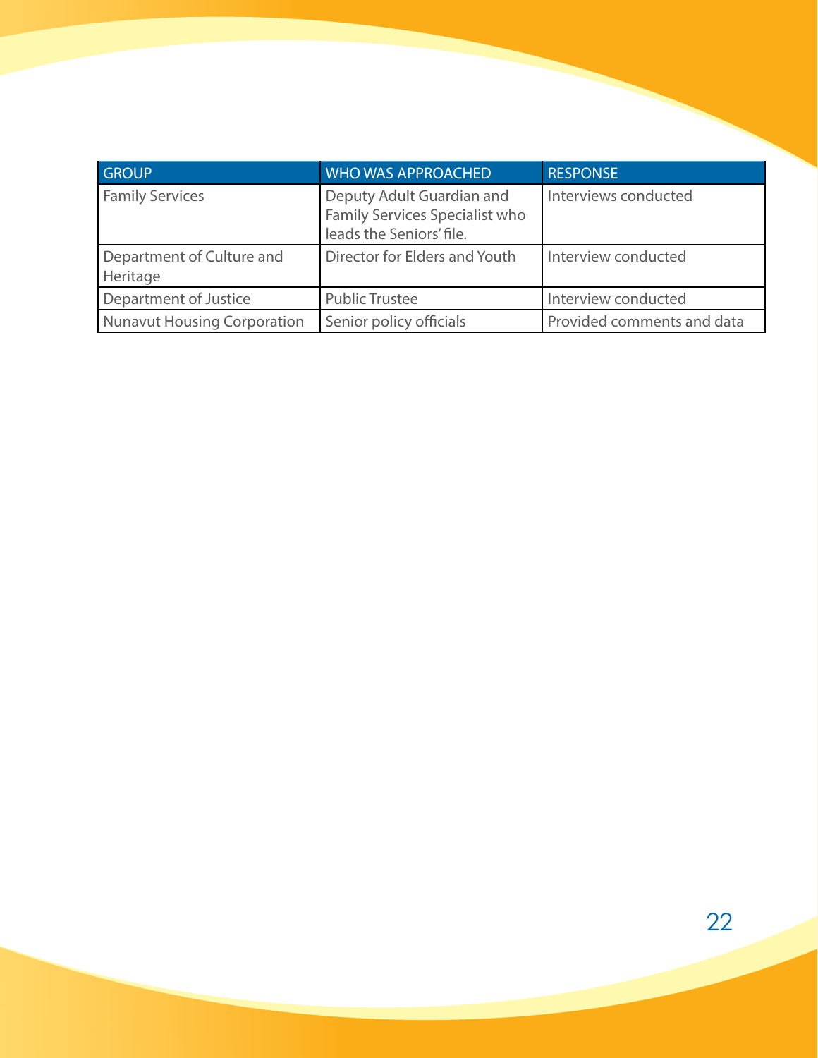| GROUP | WHO WAS APPROACHED | RESPONSE |
| --- | --- | --- |
| Family Services | Deputy Adult Guardian and Family Services Specialist who leads the Seniors' file. | Interviews conducted |
| Department of Culture and Heritage | Director for Elders and Youth | Interview conducted |
| Department of Justice | Public Trustee | Interview conducted |
| Nunavut Housing Corporation | Senior policy officials | Provided comments and data |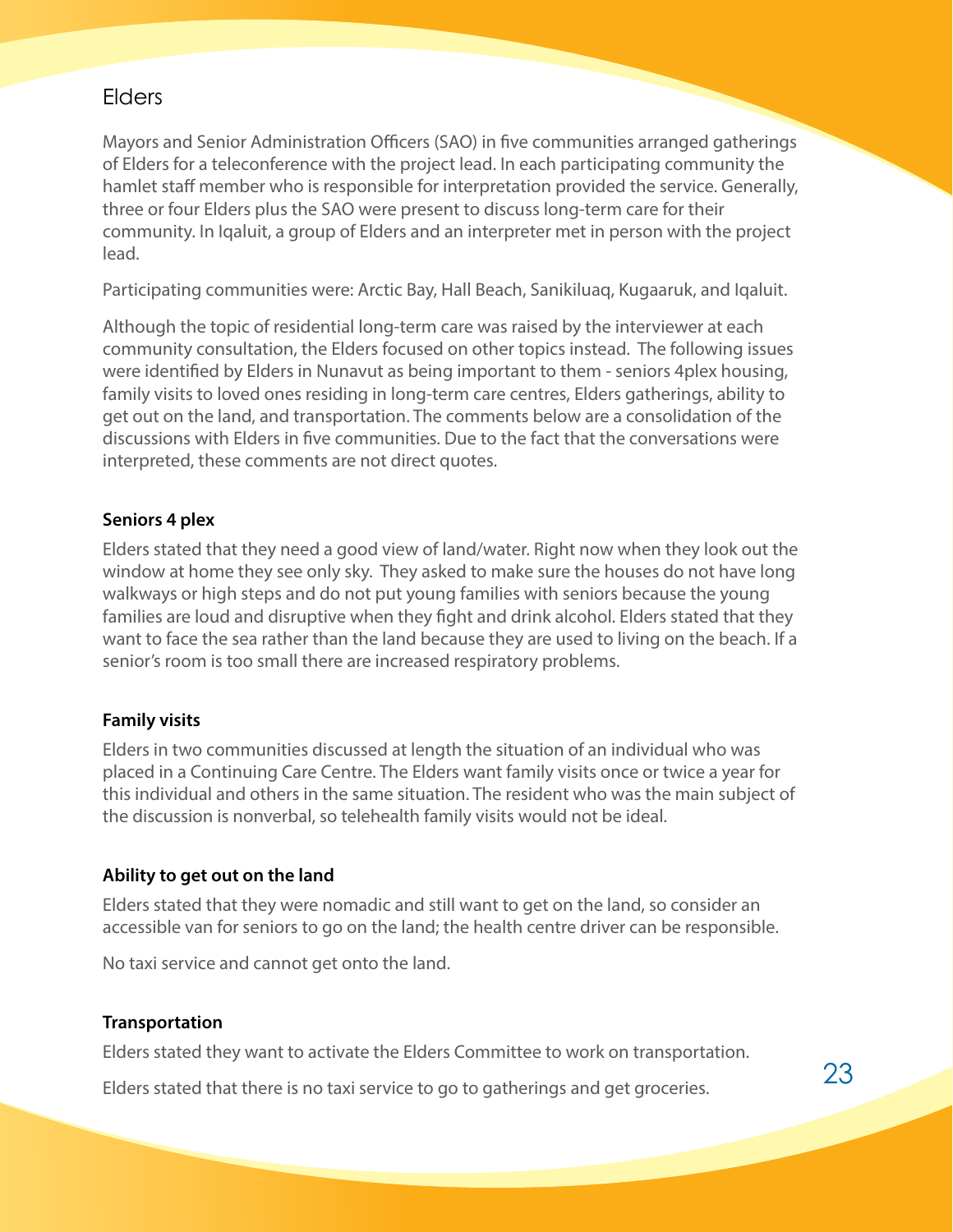## Elders

Mayors and Senior Administration Officers (SAO) in five communities arranged gatherings of Elders for a teleconference with the project lead. In each participating community the hamlet staff member who is responsible for interpretation provided the service. Generally, three or four Elders plus the SAO were present to discuss long-term care for their community. In Iqaluit, a group of Elders and an interpreter met in person with the project lead.

Participating communities were: Arctic Bay, Hall Beach, Sanikiluaq, Kugaaruk, and Iqaluit.

Although the topic of residential long-term care was raised by the interviewer at each community consultation, the Elders focused on other topics instead. The following issues were identified by Elders in Nunavut as being important to them - seniors 4plex housing, family visits to loved ones residing in long-term care centres, Elders gatherings, ability to get out on the land, and transportation. The comments below are a consolidation of the discussions with Elders in five communities. Due to the fact that the conversations were interpreted, these comments are not direct quotes.

### Seniors 4 plex

Elders stated that they need a good view of land/water. Right now when they look out the window at home they see only sky. They asked to make sure the houses do not have long walkways or high steps and do not put young families with seniors because the young families are loud and disruptive when they fight and drink alcohol. Elders stated that they want to face the sea rather than the land because they are used to living on the beach. If a senior's room is too small there are increased respiratory problems.

### Family visits

Elders in two communities discussed at length the situation of an individual who was placed in a Continuing Care Centre. The Elders want family visits once or twice a year for this individual and others in the same situation. The resident who was the main subject of the discussion is nonverbal, so telehealth family visits would not be ideal.

### Ability to get out on the land

Elders stated that they were nomadic and still want to get on the land, so consider an accessible van for seniors to go on the land; the health centre driver can be responsible.

No taxi service and cannot get onto the land.

### Transportation

Elders stated they want to activate the Elders Committee to work on transportation.

Elders stated that there is no taxi service to go to gatherings and get groceries.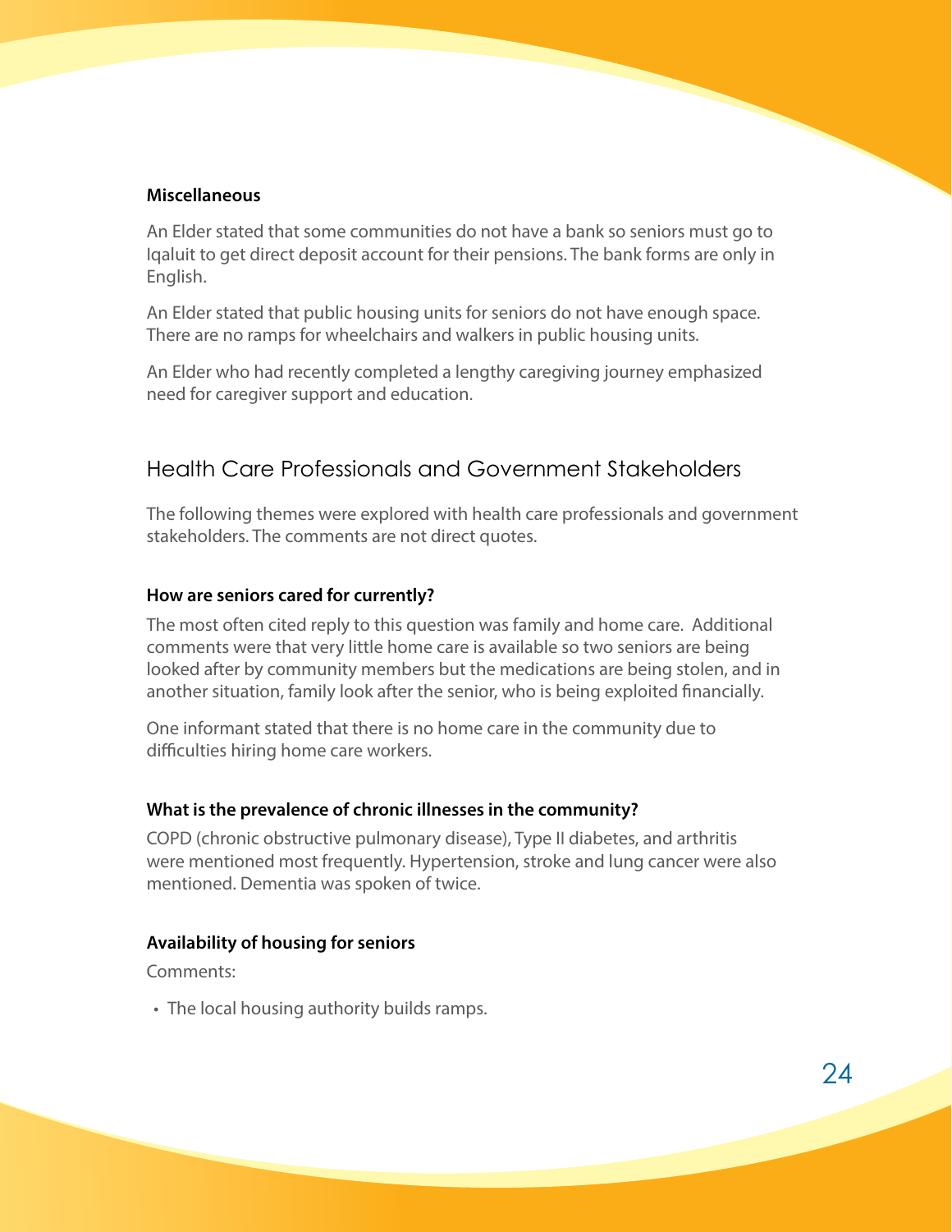### Miscellaneous

An Elder stated that some communities do not have a bank so seniors must go to Iqaluit to get direct deposit account for their pensions. The bank forms are only in English.

An Elder stated that public housing units for seniors do not have enough space. There are no ramps for wheelchairs and walkers in public housing units.

An Elder who had recently completed a lengthy caregiving journey emphasized need for caregiver support and education.

## Health Care Professionals and Government Stakeholders

The following themes were explored with health care professionals and government stakeholders. The comments are not direct quotes.

### How are seniors cared for currently?

The most often cited reply to this question was family and home care. Additional comments were that very little home care is available so two seniors are being looked after by community members but the medications are being stolen, and in another situation, family look after the senior, who is being exploited financially.

One informant stated that there is no home care in the community due to difficulties hiring home care workers.

### What is the prevalence of chronic illnesses in the community?

COPD (chronic obstructive pulmonary disease), Type II diabetes, and arthritis were mentioned most frequently. Hypertension, stroke and lung cancer were also mentioned. Dementia was spoken of twice.

### Availability of housing for seniors

Comments:

- The local housing authority builds ramps.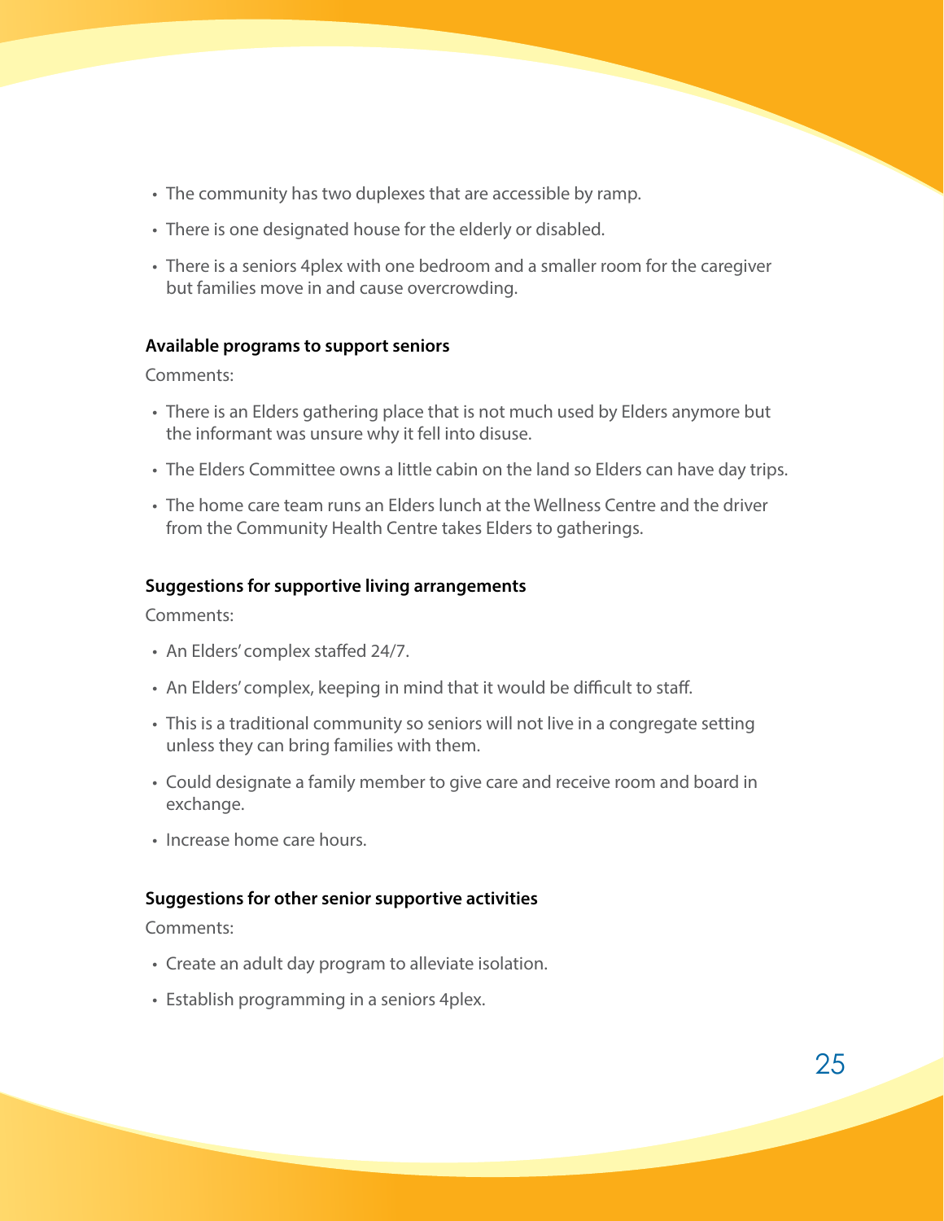- The community has two duplexes that are accessible by ramp.
- There is one designated house for the elderly or disabled.
- There is a seniors 4plex with one bedroom and a smaller room for the caregiver but families move in and cause overcrowding.

**Available programs to support seniors**

Comments:

- There is an Elders gathering place that is not much used by Elders anymore but the informant was unsure why it fell into disuse.
- The Elders Committee owns a little cabin on the land so Elders can have day trips.
- The home care team runs an Elders lunch at the Wellness Centre and the driver from the Community Health Centre takes Elders to gatherings.

**Suggestions for supportive living arrangements**

Comments:

- An Elders' complex staffed 24/7.
- An Elders' complex, keeping in mind that it would be difficult to staff.
- This is a traditional community so seniors will not live in a congregate setting unless they can bring families with them.
- Could designate a family member to give care and receive room and board in exchange.
- Increase home care hours.

**Suggestions for other senior supportive activities**

Comments:

- Create an adult day program to alleviate isolation.
- Establish programming in a seniors 4plex.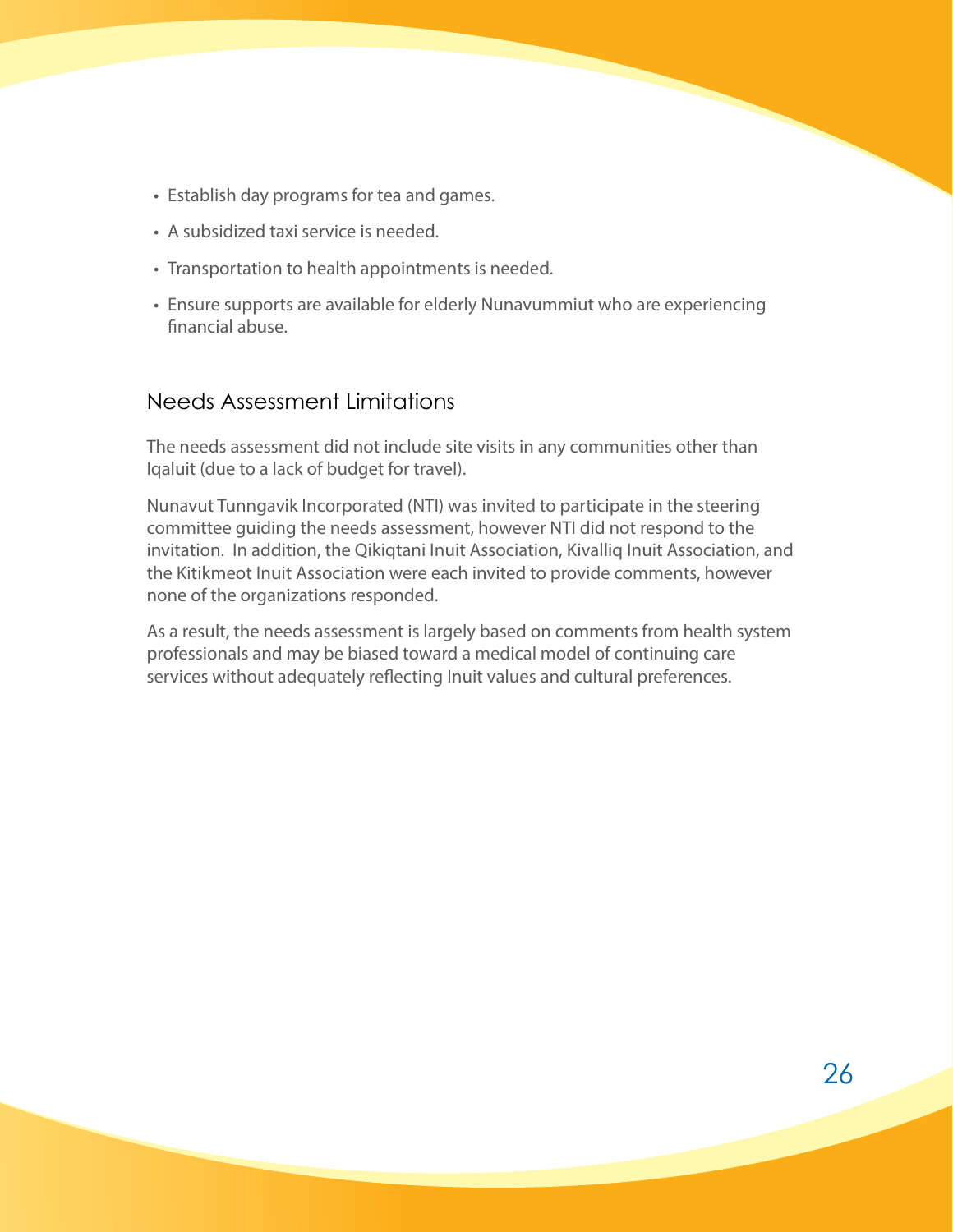- Establish day programs for tea and games.
- A subsidized taxi service is needed.
- Transportation to health appointments is needed.
- Ensure supports are available for elderly Nunavummiut who are experiencing financial abuse.

## Needs Assessment Limitations

The needs assessment did not include site visits in any communities other than Iqaluit (due to a lack of budget for travel).

Nunavut Tunngavik Incorporated (NTI) was invited to participate in the steering committee guiding the needs assessment, however NTI did not respond to the invitation. In addition, the Qikiqtani Inuit Association, Kivalliq Inuit Association, and the Kitikmeot Inuit Association were each invited to provide comments, however none of the organizations responded.

As a result, the needs assessment is largely based on comments from health system professionals and may be biased toward a medical model of continuing care services without adequately reflecting Inuit values and cultural preferences.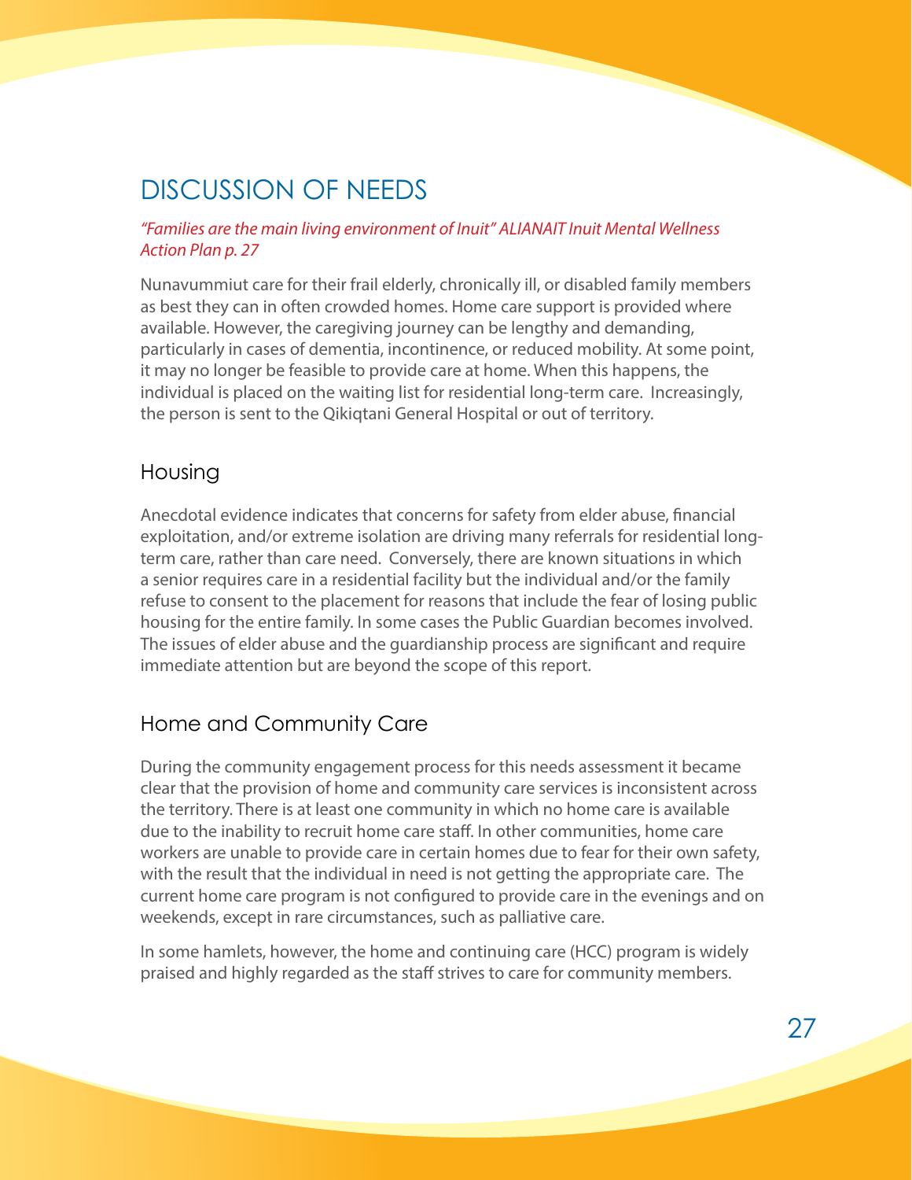# DISCUSSION OF NEEDS

*"Families are the main living environment of Inuit" ALIANAIT Inuit Mental Wellness Action Plan p. 27*

Nunavummiut care for their frail elderly, chronically ill, or disabled family members as best they can in often crowded homes. Home care support is provided where available. However, the caregiving journey can be lengthy and demanding, particularly in cases of dementia, incontinence, or reduced mobility. At some point, it may no longer be feasible to provide care at home. When this happens, the individual is placed on the waiting list for residential long-term care. Increasingly, the person is sent to the Qikiqtani General Hospital or out of territory.

## Housing

Anecdotal evidence indicates that concerns for safety from elder abuse, financial exploitation, and/or extreme isolation are driving many referrals for residential long-term care, rather than care need. Conversely, there are known situations in which a senior requires care in a residential facility but the individual and/or the family refuse to consent to the placement for reasons that include the fear of losing public housing for the entire family. In some cases the Public Guardian becomes involved. The issues of elder abuse and the guardianship process are significant and require immediate attention but are beyond the scope of this report.

## Home and Community Care

During the community engagement process for this needs assessment it became clear that the provision of home and community care services is inconsistent across the territory. There is at least one community in which no home care is available due to the inability to recruit home care staff. In other communities, home care workers are unable to provide care in certain homes due to fear for their own safety, with the result that the individual in need is not getting the appropriate care. The current home care program is not configured to provide care in the evenings and on weekends, except in rare circumstances, such as palliative care.

In some hamlets, however, the home and continuing care (HCC) program is widely praised and highly regarded as the staff strives to care for community members.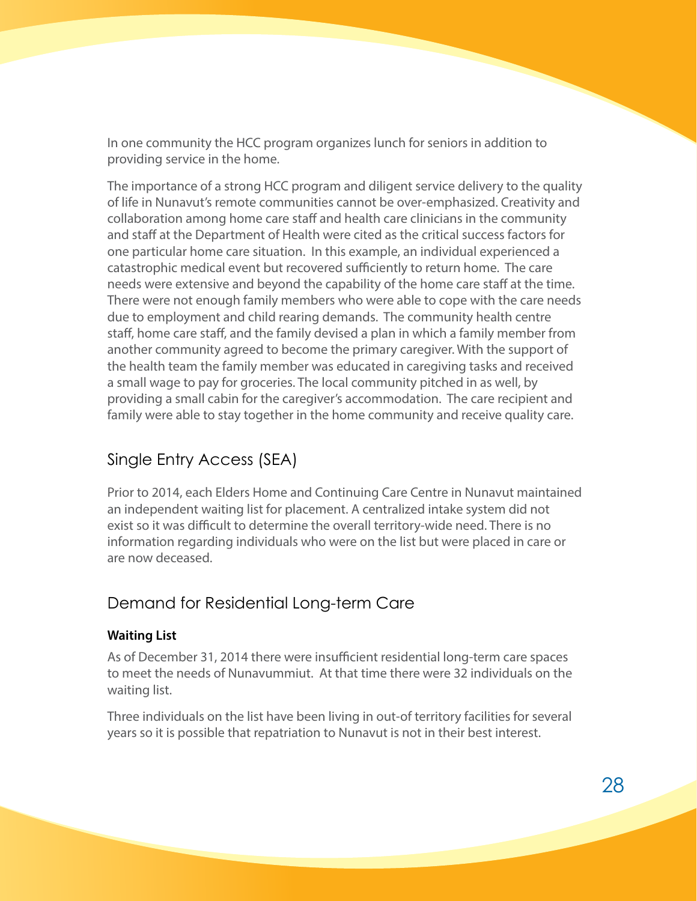In one community the HCC program organizes lunch for seniors in addition to providing service in the home.

The importance of a strong HCC program and diligent service delivery to the quality of life in Nunavut's remote communities cannot be over-emphasized. Creativity and collaboration among home care staff and health care clinicians in the community and staff at the Department of Health were cited as the critical success factors for one particular home care situation. In this example, an individual experienced a catastrophic medical event but recovered sufficiently to return home. The care needs were extensive and beyond the capability of the home care staff at the time. There were not enough family members who were able to cope with the care needs due to employment and child rearing demands. The community health centre staff, home care staff, and the family devised a plan in which a family member from another community agreed to become the primary caregiver. With the support of the health team the family member was educated in caregiving tasks and received a small wage to pay for groceries. The local community pitched in as well, by providing a small cabin for the caregiver's accommodation. The care recipient and family were able to stay together in the home community and receive quality care.

## Single Entry Access (SEA)

Prior to 2014, each Elders Home and Continuing Care Centre in Nunavut maintained an independent waiting list for placement. A centralized intake system did not exist so it was difficult to determine the overall territory-wide need. There is no information regarding individuals who were on the list but were placed in care or are now deceased.

## Demand for Residential Long-term Care

### Waiting List

As of December 31, 2014 there were insufficient residential long-term care spaces to meet the needs of Nunavummiut. At that time there were 32 individuals on the waiting list.

Three individuals on the list have been living in out-of territory facilities for several years so it is possible that repatriation to Nunavut is not in their best interest.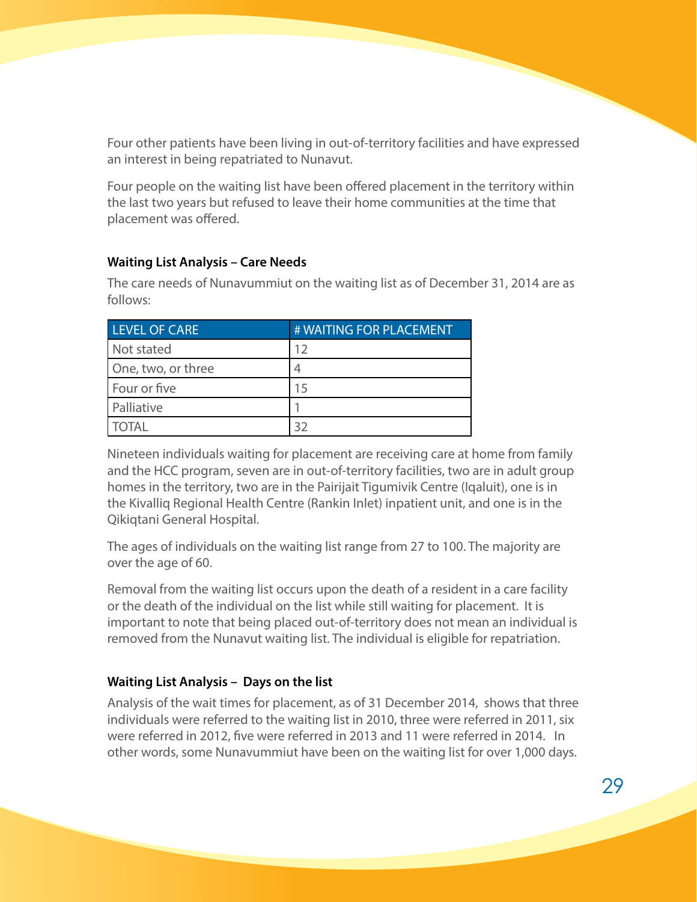Four other patients have been living in out-of-territory facilities and have expressed an interest in being repatriated to Nunavut.

Four people on the waiting list have been offered placement in the territory within the last two years but refused to leave their home communities at the time that placement was offered.

**Waiting List Analysis – Care Needs**

The care needs of Nunavummiut on the waiting list as of December 31, 2014 are as follows:

| LEVEL OF CARE | # WAITING FOR PLACEMENT |
| --- | --- |
| Not stated | 12 |
| One, two, or three | 4 |
| Four or five | 15 |
| Palliative | 1 |
| TOTAL | 32 |

Nineteen individuals waiting for placement are receiving care at home from family and the HCC program, seven are in out-of-territory facilities, two are in adult group homes in the territory, two are in the Pairijait Tigumivik Centre (Iqaluit), one is in the Kivalliq Regional Health Centre (Rankin Inlet) inpatient unit, and one is in the Qikiqtani General Hospital.

The ages of individuals on the waiting list range from 27 to 100. The majority are over the age of 60.

Removal from the waiting list occurs upon the death of a resident in a care facility or the death of the individual on the list while still waiting for placement. It is important to note that being placed out-of-territory does not mean an individual is removed from the Nunavut waiting list. The individual is eligible for repatriation.

**Waiting List Analysis – Days on the list**

Analysis of the wait times for placement, as of 31 December 2014, shows that three individuals were referred to the waiting list in 2010, three were referred in 2011, six were referred in 2012, five were referred in 2013 and 11 were referred in 2014. In other words, some Nunavummiut have been on the waiting list for over 1,000 days.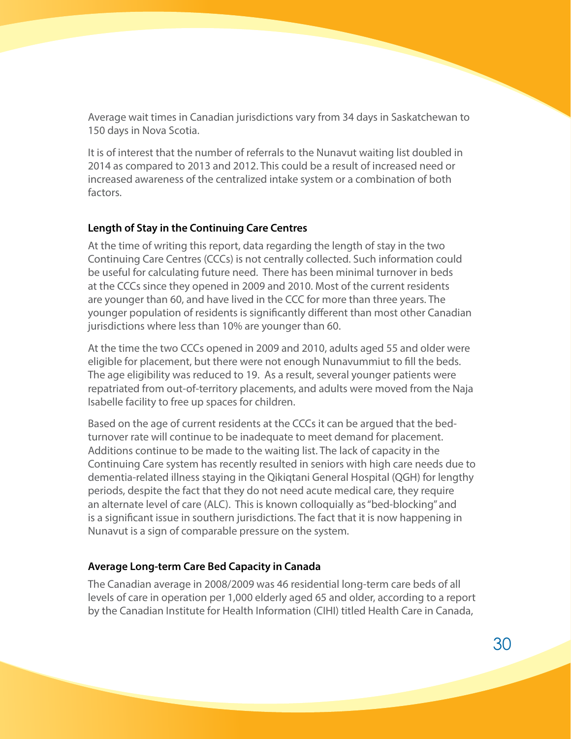Average wait times in Canadian jurisdictions vary from 34 days in Saskatchewan to 150 days in Nova Scotia.

It is of interest that the number of referrals to the Nunavut waiting list doubled in 2014 as compared to 2013 and 2012. This could be a result of increased need or increased awareness of the centralized intake system or a combination of both factors.

#### Length of Stay in the Continuing Care Centres

At the time of writing this report, data regarding the length of stay in the two Continuing Care Centres (CCCs) is not centrally collected. Such information could be useful for calculating future need. There has been minimal turnover in beds at the CCCs since they opened in 2009 and 2010. Most of the current residents are younger than 60, and have lived in the CCC for more than three years. The younger population of residents is significantly different than most other Canadian jurisdictions where less than 10% are younger than 60.

At the time the two CCCs opened in 2009 and 2010, adults aged 55 and older were eligible for placement, but there were not enough Nunavummiut to fill the beds. The age eligibility was reduced to 19. As a result, several younger patients were repatriated from out-of-territory placements, and adults were moved from the Naja Isabelle facility to free up spaces for children.

Based on the age of current residents at the CCCs it can be argued that the bed-turnover rate will continue to be inadequate to meet demand for placement. Additions continue to be made to the waiting list. The lack of capacity in the Continuing Care system has recently resulted in seniors with high care needs due to dementia-related illness staying in the Qikiqtani General Hospital (QGH) for lengthy periods, despite the fact that they do not need acute medical care, they require an alternate level of care (ALC). This is known colloquially as "bed-blocking" and is a significant issue in southern jurisdictions. The fact that it is now happening in Nunavut is a sign of comparable pressure on the system.

#### Average Long-term Care Bed Capacity in Canada

The Canadian average in 2008/2009 was 46 residential long-term care beds of all levels of care in operation per 1,000 elderly aged 65 and older, according to a report by the Canadian Institute for Health Information (CIHI) titled Health Care in Canada,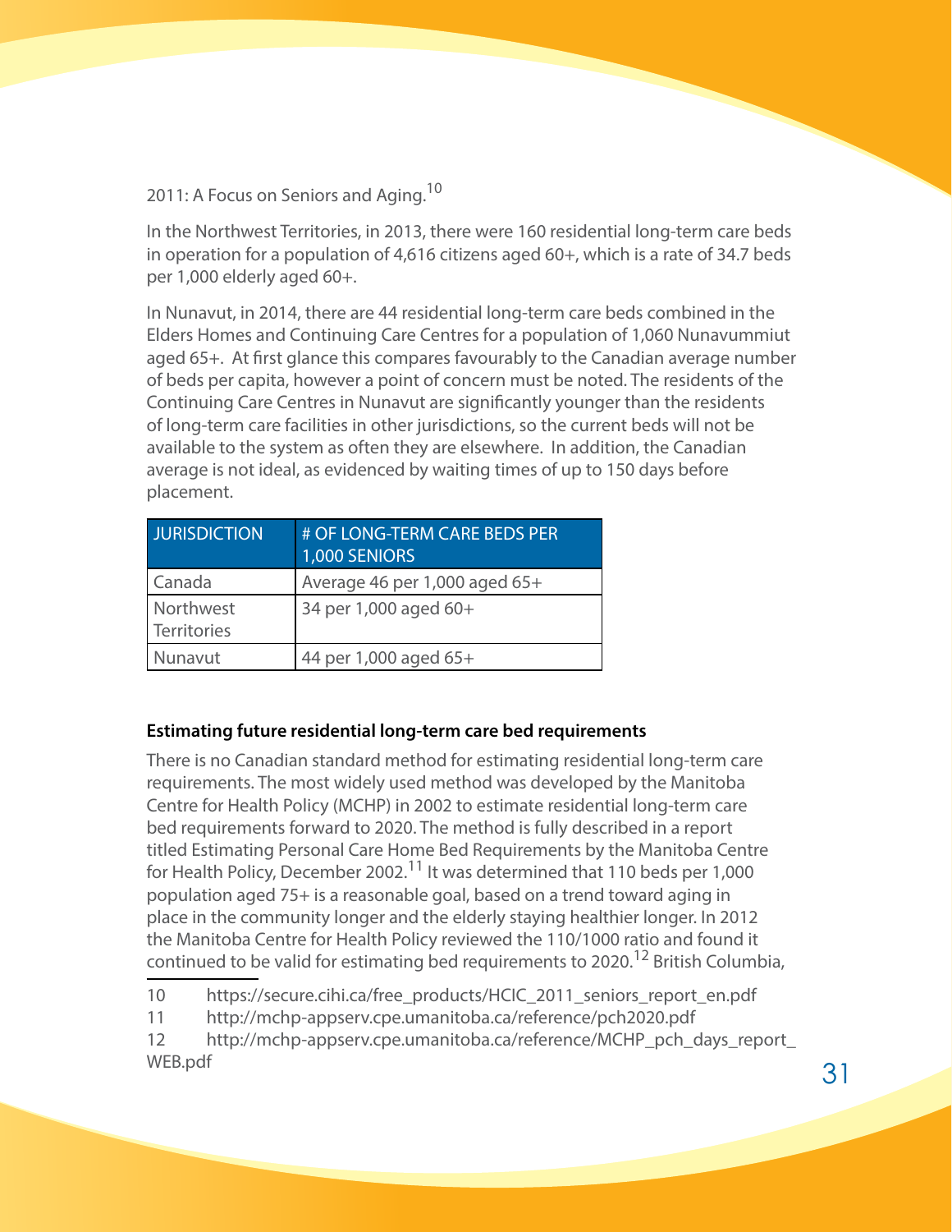2011: A Focus on Seniors and Aging.[10]

In the Northwest Territories, in 2013, there were 160 residential long-term care beds in operation for a population of 4,616 citizens aged 60+, which is a rate of 34.7 beds per 1,000 elderly aged 60+.

In Nunavut, in 2014, there are 44 residential long-term care beds combined in the Elders Homes and Continuing Care Centres for a population of 1,060 Nunavummiut aged 65+. At first glance this compares favourably to the Canadian average number of beds per capita, however a point of concern must be noted. The residents of the Continuing Care Centres in Nunavut are significantly younger than the residents of long-term care facilities in other jurisdictions, so the current beds will not be available to the system as often they are elsewhere. In addition, the Canadian average is not ideal, as evidenced by waiting times of up to 150 days before placement.

| JURISDICTION | # OF LONG-TERM CARE BEDS PER 1,000 SENIORS |
|---|---|
| Canada | Average 46 per 1,000 aged 65+ |
| Northwest Territories | 34 per 1,000 aged 60+ |
| Nunavut | 44 per 1,000 aged 65+ |

**Estimating future residential long-term care bed requirements**

There is no Canadian standard method for estimating residential long-term care requirements. The most widely used method was developed by the Manitoba Centre for Health Policy (MCHP) in 2002 to estimate residential long-term care bed requirements forward to 2020. The method is fully described in a report titled Estimating Personal Care Home Bed Requirements by the Manitoba Centre for Health Policy, December 2002.[11] It was determined that 110 beds per 1,000 population aged 75+ is a reasonable goal, based on a trend toward aging in place in the community longer and the elderly staying healthier longer. In 2012 the Manitoba Centre for Health Policy reviewed the 110/1000 ratio and found it continued to be valid for estimating bed requirements to 2020.[12] British Columbia,

10 https://secure.cihi.ca/free_products/HCIC_2011_seniors_report_en.pdf

11 http://mchp-appserv.cpe.umanitoba.ca/reference/pch2020.pdf

12 http://mchp-appserv.cpe.umanitoba.ca/reference/MCHP_pch_days_report_WEB.pdf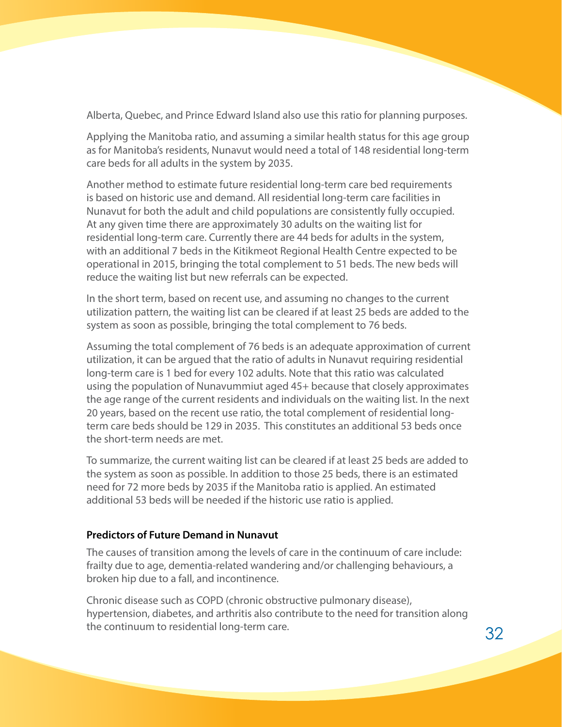Alberta, Quebec, and Prince Edward Island also use this ratio for planning purposes.

Applying the Manitoba ratio, and assuming a similar health status for this age group as for Manitoba's residents, Nunavut would need a total of 148 residential long-term care beds for all adults in the system by 2035.

Another method to estimate future residential long-term care bed requirements is based on historic use and demand. All residential long-term care facilities in Nunavut for both the adult and child populations are consistently fully occupied. At any given time there are approximately 30 adults on the waiting list for residential long-term care. Currently there are 44 beds for adults in the system, with an additional 7 beds in the Kitikmeot Regional Health Centre expected to be operational in 2015, bringing the total complement to 51 beds. The new beds will reduce the waiting list but new referrals can be expected.

In the short term, based on recent use, and assuming no changes to the current utilization pattern, the waiting list can be cleared if at least 25 beds are added to the system as soon as possible, bringing the total complement to 76 beds.

Assuming the total complement of 76 beds is an adequate approximation of current utilization, it can be argued that the ratio of adults in Nunavut requiring residential long-term care is 1 bed for every 102 adults. Note that this ratio was calculated using the population of Nunavummiut aged 45+ because that closely approximates the age range of the current residents and individuals on the waiting list. In the next 20 years, based on the recent use ratio, the total complement of residential long-term care beds should be 129 in 2035. This constitutes an additional 53 beds once the short-term needs are met.

To summarize, the current waiting list can be cleared if at least 25 beds are added to the system as soon as possible. In addition to those 25 beds, there is an estimated need for 72 more beds by 2035 if the Manitoba ratio is applied. An estimated additional 53 beds will be needed if the historic use ratio is applied.

**Predictors of Future Demand in Nunavut**

The causes of transition among the levels of care in the continuum of care include: frailty due to age, dementia-related wandering and/or challenging behaviours, a broken hip due to a fall, and incontinence.

Chronic disease such as COPD (chronic obstructive pulmonary disease), hypertension, diabetes, and arthritis also contribute to the need for transition along the continuum to residential long-term care.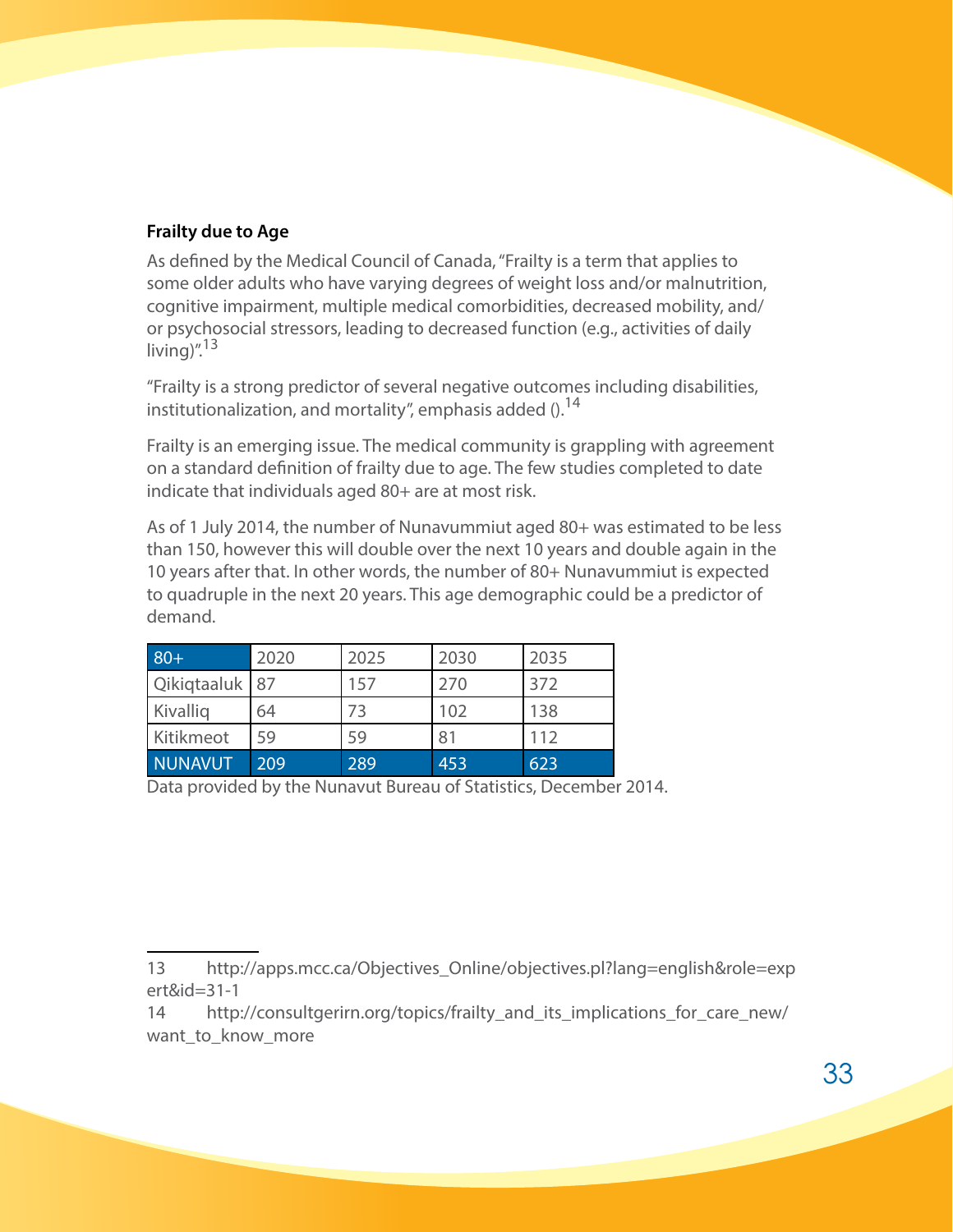### Frailty due to Age

As defined by the Medical Council of Canada, "Frailty is a term that applies to some older adults who have varying degrees of weight loss and/or malnutrition, cognitive impairment, multiple medical comorbidities, decreased mobility, and/or psychosocial stressors, leading to decreased function (e.g., activities of daily living)".[13]

"Frailty is a strong predictor of several negative outcomes including disabilities, institutionalization, and mortality", emphasis added ().[14]

Frailty is an emerging issue. The medical community is grappling with agreement on a standard definition of frailty due to age. The few studies completed to date indicate that individuals aged 80+ are at most risk.

As of 1 July 2014, the number of Nunavummiut aged 80+ was estimated to be less than 150, however this will double over the next 10 years and double again in the 10 years after that. In other words, the number of 80+ Nunavummiut is expected to quadruple in the next 20 years. This age demographic could be a predictor of demand.

| 80+ | 2020 | 2025 | 2030 | 2035 |
|---|---|---|---|---|
| Qikiqtaaluk | 87 | 157 | 270 | 372 |
| Kivalliq | 64 | 73 | 102 | 138 |
| Kitikmeot | 59 | 59 | 81 | 112 |
| NUNAVUT | 209 | 289 | 453 | 623 |

Data provided by the Nunavut Bureau of Statistics, December 2014.

---

13 http://apps.mcc.ca/Objectives_Online/objectives.pl?lang=english&role=expert&id=31-1

14 http://consultgerirn.org/topics/frailty_and_its_implications_for_care_new/want_to_know_more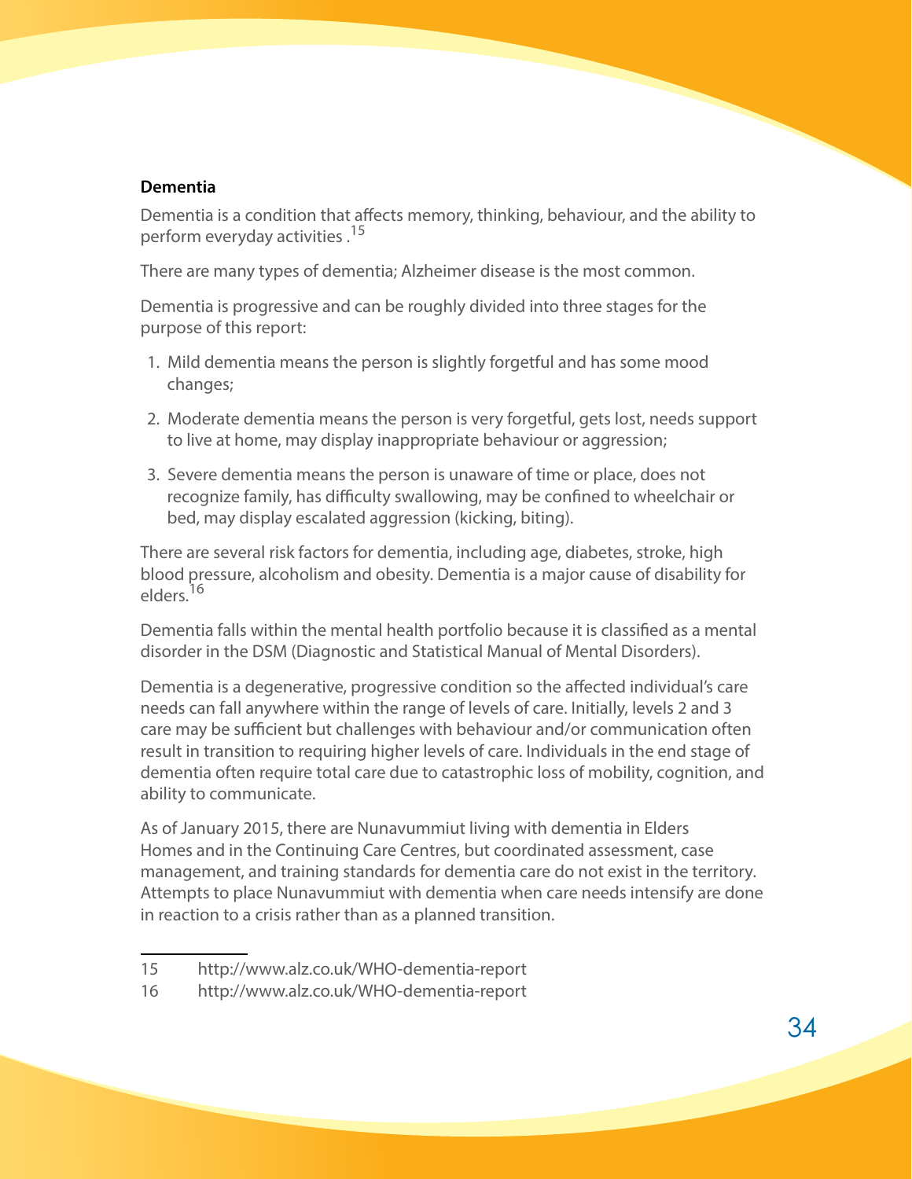### Dementia

Dementia is a condition that affects memory, thinking, behaviour, and the ability to perform everyday activities .[15]

There are many types of dementia; Alzheimer disease is the most common.

Dementia is progressive and can be roughly divided into three stages for the purpose of this report:

1. Mild dementia means the person is slightly forgetful and has some mood changes;
2. Moderate dementia means the person is very forgetful, gets lost, needs support to live at home, may display inappropriate behaviour or aggression;
3. Severe dementia means the person is unaware of time or place, does not recognize family, has difficulty swallowing, may be confined to wheelchair or bed, may display escalated aggression (kicking, biting).

There are several risk factors for dementia, including age, diabetes, stroke, high blood pressure, alcoholism and obesity. Dementia is a major cause of disability for elders.[16]

Dementia falls within the mental health portfolio because it is classified as a mental disorder in the DSM (Diagnostic and Statistical Manual of Mental Disorders).

Dementia is a degenerative, progressive condition so the affected individual's care needs can fall anywhere within the range of levels of care. Initially, levels 2 and 3 care may be sufficient but challenges with behaviour and/or communication often result in transition to requiring higher levels of care. Individuals in the end stage of dementia often require total care due to catastrophic loss of mobility, cognition, and ability to communicate.

As of January 2015, there are Nunavummiut living with dementia in Elders Homes and in the Continuing Care Centres, but coordinated assessment, case management, and training standards for dementia care do not exist in the territory. Attempts to place Nunavummiut with dementia when care needs intensify are done in reaction to a crisis rather than as a planned transition.

---

15 http://www.alz.co.uk/WHO-dementia-report

16 http://www.alz.co.uk/WHO-dementia-report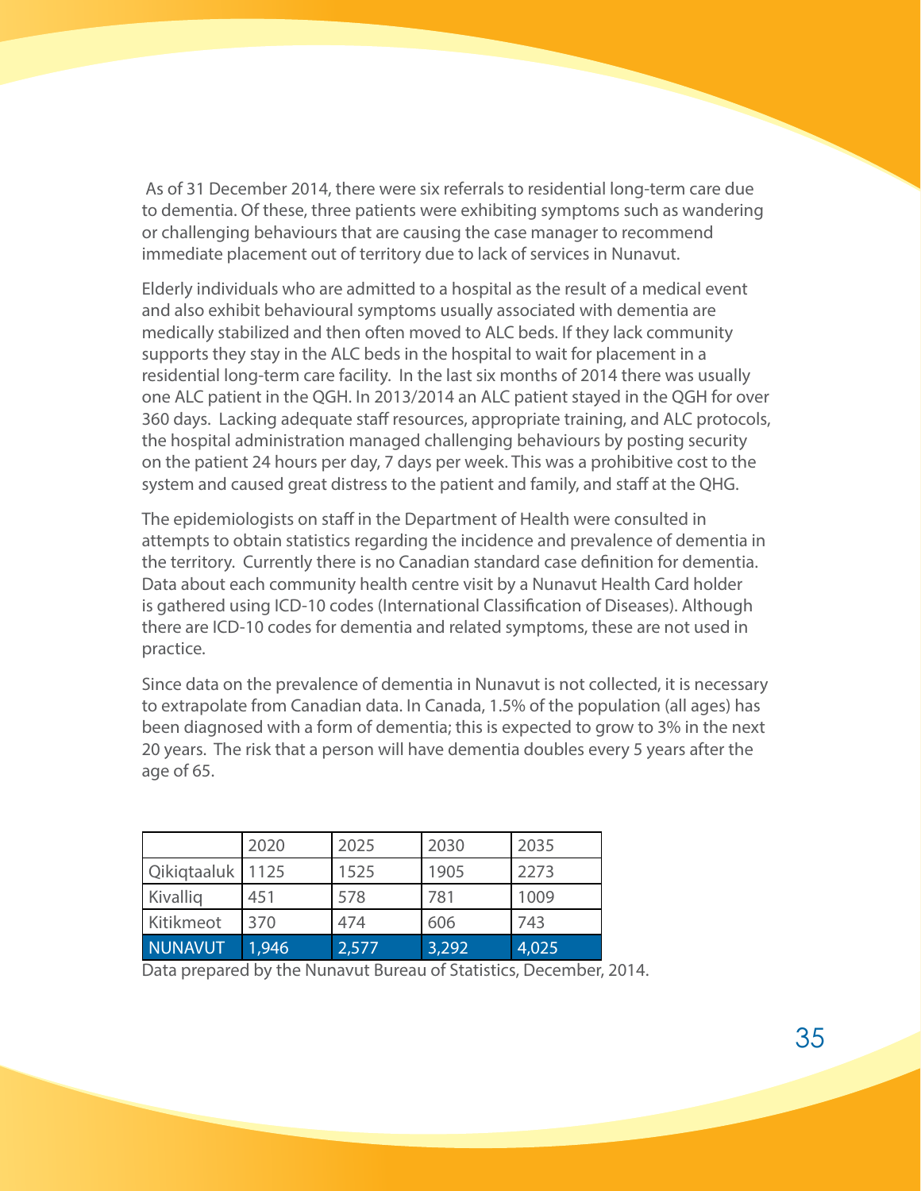As of 31 December 2014, there were six referrals to residential long-term care due to dementia. Of these, three patients were exhibiting symptoms such as wandering or challenging behaviours that are causing the case manager to recommend immediate placement out of territory due to lack of services in Nunavut.

Elderly individuals who are admitted to a hospital as the result of a medical event and also exhibit behavioural symptoms usually associated with dementia are medically stabilized and then often moved to ALC beds. If they lack community supports they stay in the ALC beds in the hospital to wait for placement in a residential long-term care facility. In the last six months of 2014 there was usually one ALC patient in the QGH. In 2013/2014 an ALC patient stayed in the QGH for over 360 days. Lacking adequate staff resources, appropriate training, and ALC protocols, the hospital administration managed challenging behaviours by posting security on the patient 24 hours per day, 7 days per week. This was a prohibitive cost to the system and caused great distress to the patient and family, and staff at the QHG.

The epidemiologists on staff in the Department of Health were consulted in attempts to obtain statistics regarding the incidence and prevalence of dementia in the territory. Currently there is no Canadian standard case definition for dementia. Data about each community health centre visit by a Nunavut Health Card holder is gathered using ICD-10 codes (International Classification of Diseases). Although there are ICD-10 codes for dementia and related symptoms, these are not used in practice.

Since data on the prevalence of dementia in Nunavut is not collected, it is necessary to extrapolate from Canadian data. In Canada, 1.5% of the population (all ages) has been diagnosed with a form of dementia; this is expected to grow to 3% in the next 20 years. The risk that a person will have dementia doubles every 5 years after the age of 65.

| | 2020 | 2025 | 2030 | 2035 |
|---|---|---|---|---|
| Qikiqtaaluk | 1125 | 1525 | 1905 | 2273 |
| Kivalliq | 451 | 578 | 781 | 1009 |
| Kitikmeot | 370 | 474 | 606 | 743 |
| NUNAVUT | 1,946 | 2,577 | 3,292 | 4,025 |

Data prepared by the Nunavut Bureau of Statistics, December, 2014.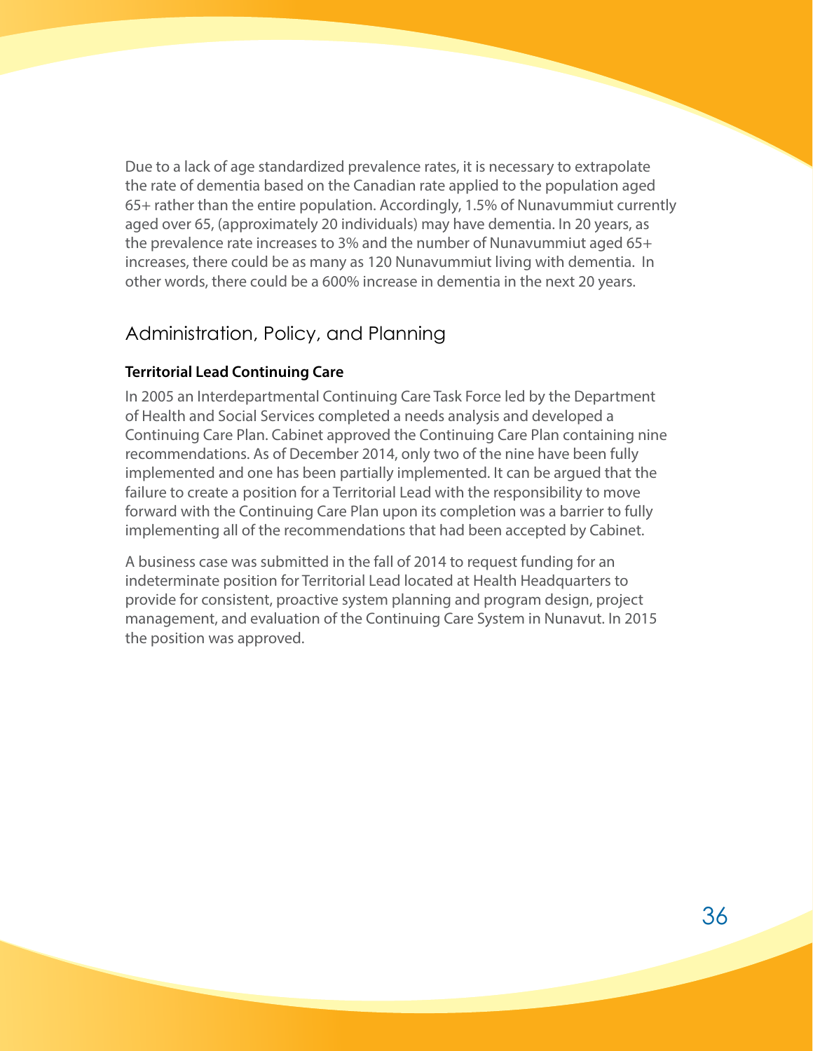Due to a lack of age standardized prevalence rates, it is necessary to extrapolate the rate of dementia based on the Canadian rate applied to the population aged 65+ rather than the entire population. Accordingly, 1.5% of Nunavummiut currently aged over 65, (approximately 20 individuals) may have dementia. In 20 years, as the prevalence rate increases to 3% and the number of Nunavummiut aged 65+ increases, there could be as many as 120 Nunavummiut living with dementia. In other words, there could be a 600% increase in dementia in the next 20 years.

## Administration, Policy, and Planning

### Territorial Lead Continuing Care

In 2005 an Interdepartmental Continuing Care Task Force led by the Department of Health and Social Services completed a needs analysis and developed a Continuing Care Plan. Cabinet approved the Continuing Care Plan containing nine recommendations. As of December 2014, only two of the nine have been fully implemented and one has been partially implemented. It can be argued that the failure to create a position for a Territorial Lead with the responsibility to move forward with the Continuing Care Plan upon its completion was a barrier to fully implementing all of the recommendations that had been accepted by Cabinet.

A business case was submitted in the fall of 2014 to request funding for an indeterminate position for Territorial Lead located at Health Headquarters to provide for consistent, proactive system planning and program design, project management, and evaluation of the Continuing Care System in Nunavut. In 2015 the position was approved.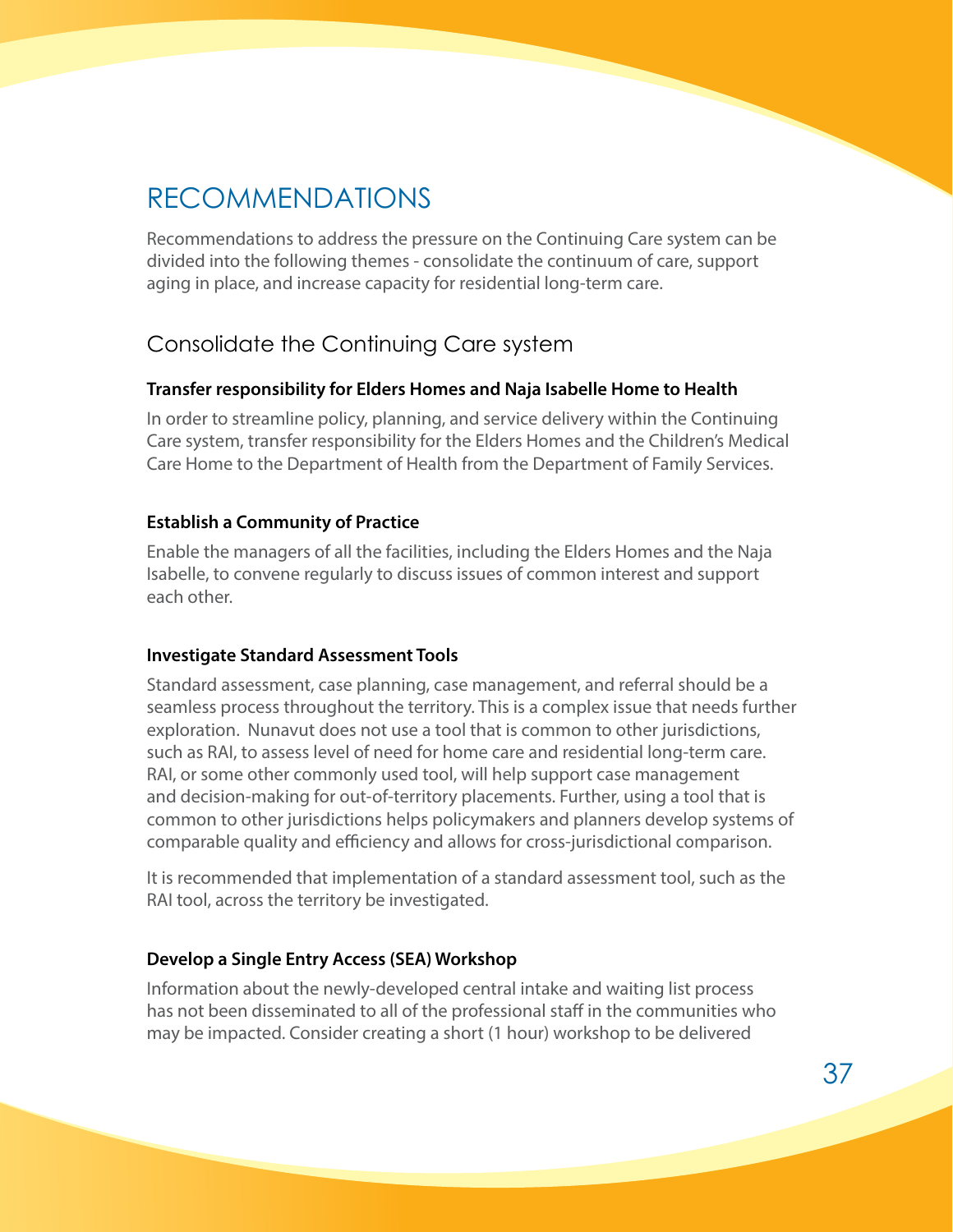# RECOMMENDATIONS

Recommendations to address the pressure on the Continuing Care system can be divided into the following themes - consolidate the continuum of care, support aging in place, and increase capacity for residential long-term care.

## Consolidate the Continuing Care system

**Transfer responsibility for Elders Homes and Naja Isabelle Home to Health**

In order to streamline policy, planning, and service delivery within the Continuing Care system, transfer responsibility for the Elders Homes and the Children's Medical Care Home to the Department of Health from the Department of Family Services.

**Establish a Community of Practice**

Enable the managers of all the facilities, including the Elders Homes and the Naja Isabelle, to convene regularly to discuss issues of common interest and support each other.

**Investigate Standard Assessment Tools**

Standard assessment, case planning, case management, and referral should be a seamless process throughout the territory. This is a complex issue that needs further exploration. Nunavut does not use a tool that is common to other jurisdictions, such as RAI, to assess level of need for home care and residential long-term care. RAI, or some other commonly used tool, will help support case management and decision-making for out-of-territory placements. Further, using a tool that is common to other jurisdictions helps policymakers and planners develop systems of comparable quality and efficiency and allows for cross-jurisdictional comparison.

It is recommended that implementation of a standard assessment tool, such as the RAI tool, across the territory be investigated.

**Develop a Single Entry Access (SEA) Workshop**

Information about the newly-developed central intake and waiting list process has not been disseminated to all of the professional staff in the communities who may be impacted. Consider creating a short (1 hour) workshop to be delivered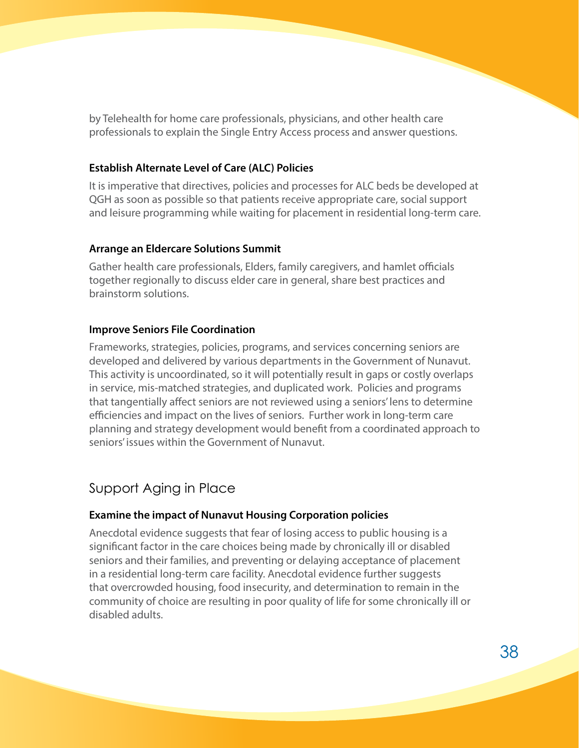by Telehealth for home care professionals, physicians, and other health care professionals to explain the Single Entry Access process and answer questions.

#### Establish Alternate Level of Care (ALC) Policies

It is imperative that directives, policies and processes for ALC beds be developed at QGH as soon as possible so that patients receive appropriate care, social support and leisure programming while waiting for placement in residential long-term care.

#### Arrange an Eldercare Solutions Summit

Gather health care professionals, Elders, family caregivers, and hamlet officials together regionally to discuss elder care in general, share best practices and brainstorm solutions.

#### Improve Seniors File Coordination

Frameworks, strategies, policies, programs, and services concerning seniors are developed and delivered by various departments in the Government of Nunavut. This activity is uncoordinated, so it will potentially result in gaps or costly overlaps in service, mis-matched strategies, and duplicated work. Policies and programs that tangentially affect seniors are not reviewed using a seniors' lens to determine efficiencies and impact on the lives of seniors. Further work in long-term care planning and strategy development would benefit from a coordinated approach to seniors' issues within the Government of Nunavut.

### Support Aging in Place

#### Examine the impact of Nunavut Housing Corporation policies

Anecdotal evidence suggests that fear of losing access to public housing is a significant factor in the care choices being made by chronically ill or disabled seniors and their families, and preventing or delaying acceptance of placement in a residential long-term care facility. Anecdotal evidence further suggests that overcrowded housing, food insecurity, and determination to remain in the community of choice are resulting in poor quality of life for some chronically ill or disabled adults.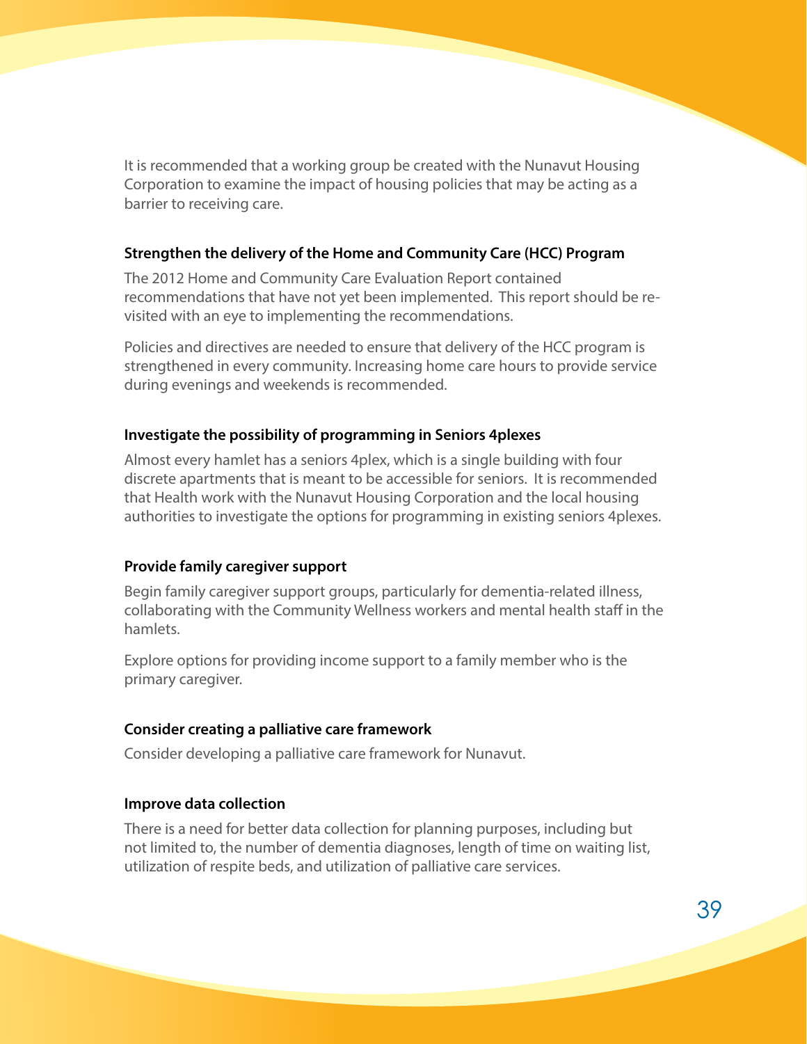It is recommended that a working group be created with the Nunavut Housing Corporation to examine the impact of housing policies that may be acting as a barrier to receiving care.

**Strengthen the delivery of the Home and Community Care (HCC) Program**

The 2012 Home and Community Care Evaluation Report contained recommendations that have not yet been implemented. This report should be re-visited with an eye to implementing the recommendations.

Policies and directives are needed to ensure that delivery of the HCC program is strengthened in every community. Increasing home care hours to provide service during evenings and weekends is recommended.

**Investigate the possibility of programming in Seniors 4plexes**

Almost every hamlet has a seniors 4plex, which is a single building with four discrete apartments that is meant to be accessible for seniors. It is recommended that Health work with the Nunavut Housing Corporation and the local housing authorities to investigate the options for programming in existing seniors 4plexes.

**Provide family caregiver support**

Begin family caregiver support groups, particularly for dementia-related illness, collaborating with the Community Wellness workers and mental health staff in the hamlets.

Explore options for providing income support to a family member who is the primary caregiver.

**Consider creating a palliative care framework**

Consider developing a palliative care framework for Nunavut.

**Improve data collection**

There is a need for better data collection for planning purposes, including but not limited to, the number of dementia diagnoses, length of time on waiting list, utilization of respite beds, and utilization of palliative care services.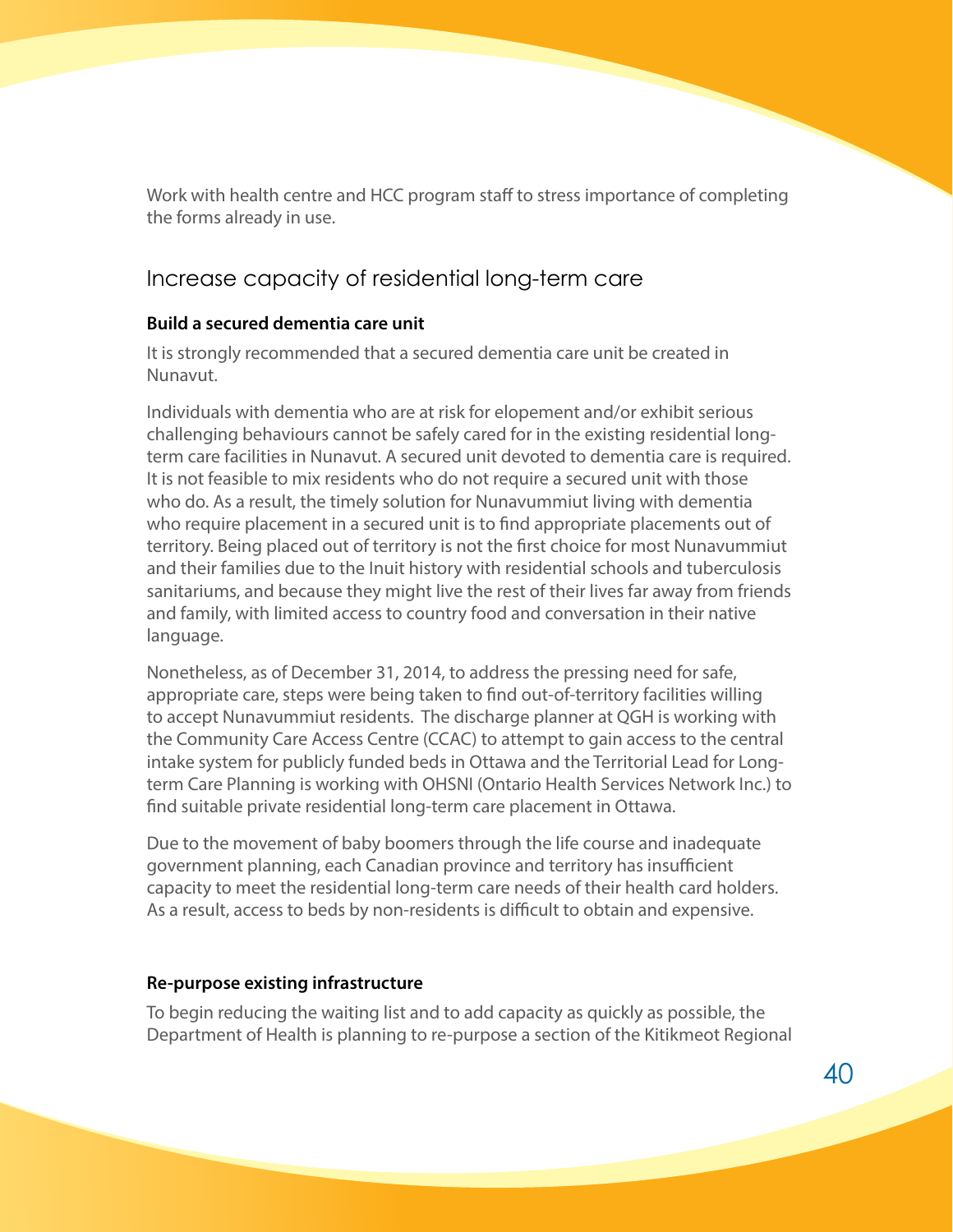Work with health centre and HCC program staff to stress importance of completing the forms already in use.

## Increase capacity of residential long-term care

**Build a secured dementia care unit**

It is strongly recommended that a secured dementia care unit be created in Nunavut.

Individuals with dementia who are at risk for elopement and/or exhibit serious challenging behaviours cannot be safely cared for in the existing residential long-term care facilities in Nunavut. A secured unit devoted to dementia care is required. It is not feasible to mix residents who do not require a secured unit with those who do. As a result, the timely solution for Nunavummiut living with dementia who require placement in a secured unit is to find appropriate placements out of territory. Being placed out of territory is not the first choice for most Nunavummiut and their families due to the Inuit history with residential schools and tuberculosis sanitariums, and because they might live the rest of their lives far away from friends and family, with limited access to country food and conversation in their native language.

Nonetheless, as of December 31, 2014, to address the pressing need for safe, appropriate care, steps were being taken to find out-of-territory facilities willing to accept Nunavummiut residents. The discharge planner at QGH is working with the Community Care Access Centre (CCAC) to attempt to gain access to the central intake system for publicly funded beds in Ottawa and the Territorial Lead for Long-term Care Planning is working with OHSNI (Ontario Health Services Network Inc.) to find suitable private residential long-term care placement in Ottawa.

Due to the movement of baby boomers through the life course and inadequate government planning, each Canadian province and territory has insufficient capacity to meet the residential long-term care needs of their health card holders. As a result, access to beds by non-residents is difficult to obtain and expensive.

**Re-purpose existing infrastructure**

To begin reducing the waiting list and to add capacity as quickly as possible, the Department of Health is planning to re-purpose a section of the Kitikmeot Regional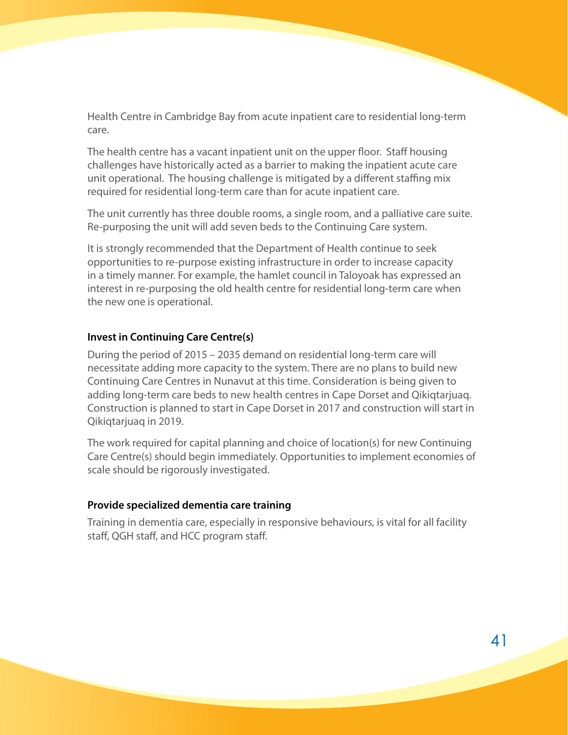Health Centre in Cambridge Bay from acute inpatient care to residential long-term care.

The health centre has a vacant inpatient unit on the upper floor. Staff housing challenges have historically acted as a barrier to making the inpatient acute care unit operational. The housing challenge is mitigated by a different staffing mix required for residential long-term care than for acute inpatient care.

The unit currently has three double rooms, a single room, and a palliative care suite. Re-purposing the unit will add seven beds to the Continuing Care system.

It is strongly recommended that the Department of Health continue to seek opportunities to re-purpose existing infrastructure in order to increase capacity in a timely manner. For example, the hamlet council in Taloyoak has expressed an interest in re-purposing the old health centre for residential long-term care when the new one is operational.

**Invest in Continuing Care Centre(s)**

During the period of 2015 – 2035 demand on residential long-term care will necessitate adding more capacity to the system. There are no plans to build new Continuing Care Centres in Nunavut at this time. Consideration is being given to adding long-term care beds to new health centres in Cape Dorset and Qikiqtarjuaq. Construction is planned to start in Cape Dorset in 2017 and construction will start in Qikiqtarjuaq in 2019.

The work required for capital planning and choice of location(s) for new Continuing Care Centre(s) should begin immediately. Opportunities to implement economies of scale should be rigorously investigated.

**Provide specialized dementia care training**

Training in dementia care, especially in responsive behaviours, is vital for all facility staff, QGH staff, and HCC program staff.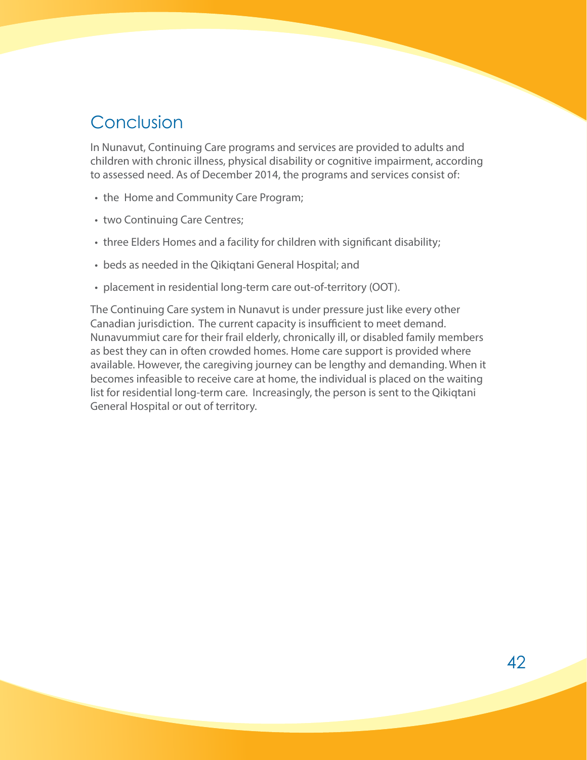## Conclusion

In Nunavut, Continuing Care programs and services are provided to adults and children with chronic illness, physical disability or cognitive impairment, according to assessed need. As of December 2014, the programs and services consist of:

- the Home and Community Care Program;
- two Continuing Care Centres;
- three Elders Homes and a facility for children with significant disability;
- beds as needed in the Qikiqtani General Hospital; and
- placement in residential long-term care out-of-territory (OOT).

The Continuing Care system in Nunavut is under pressure just like every other Canadian jurisdiction. The current capacity is insufficient to meet demand. Nunavummiut care for their frail elderly, chronically ill, or disabled family members as best they can in often crowded homes. Home care support is provided where available. However, the caregiving journey can be lengthy and demanding. When it becomes infeasible to receive care at home, the individual is placed on the waiting list for residential long-term care. Increasingly, the person is sent to the Qikiqtani General Hospital or out of territory.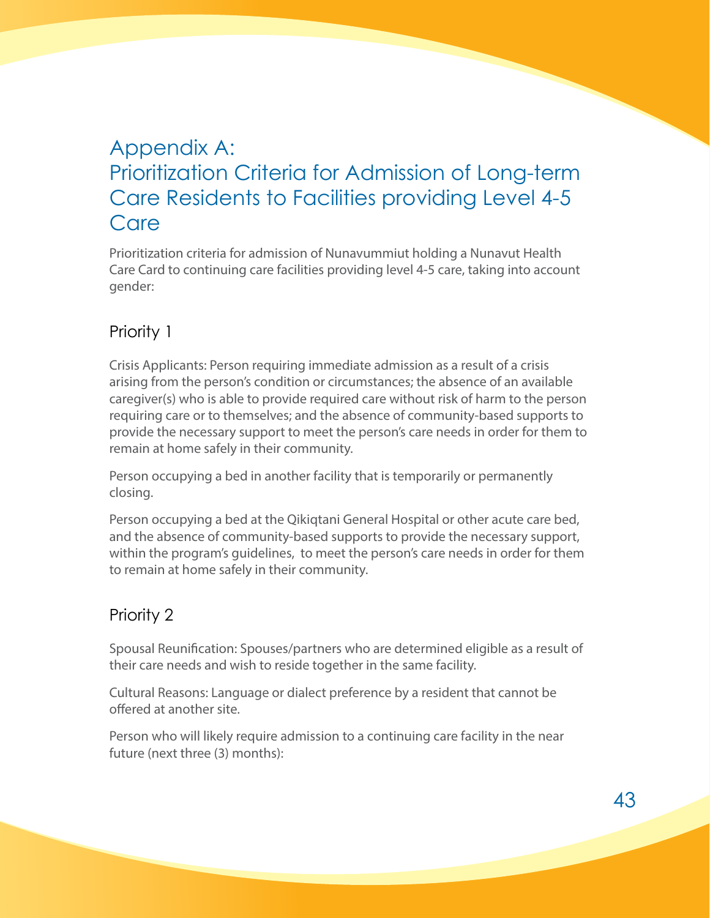# Appendix A: Prioritization Criteria for Admission of Long-term Care Residents to Facilities providing Level 4-5 Care

Prioritization criteria for admission of Nunavummiut holding a Nunavut Health Care Card to continuing care facilities providing level 4-5 care, taking into account gender:

## Priority 1

Crisis Applicants: Person requiring immediate admission as a result of a crisis arising from the person's condition or circumstances; the absence of an available caregiver(s) who is able to provide required care without risk of harm to the person requiring care or to themselves; and the absence of community-based supports to provide the necessary support to meet the person's care needs in order for them to remain at home safely in their community.

Person occupying a bed in another facility that is temporarily or permanently closing.

Person occupying a bed at the Qikiqtani General Hospital or other acute care bed, and the absence of community-based supports to provide the necessary support, within the program's guidelines, to meet the person's care needs in order for them to remain at home safely in their community.

## Priority 2

Spousal Reunification: Spouses/partners who are determined eligible as a result of their care needs and wish to reside together in the same facility.

Cultural Reasons: Language or dialect preference by a resident that cannot be offered at another site.

Person who will likely require admission to a continuing care facility in the near future (next three (3) months):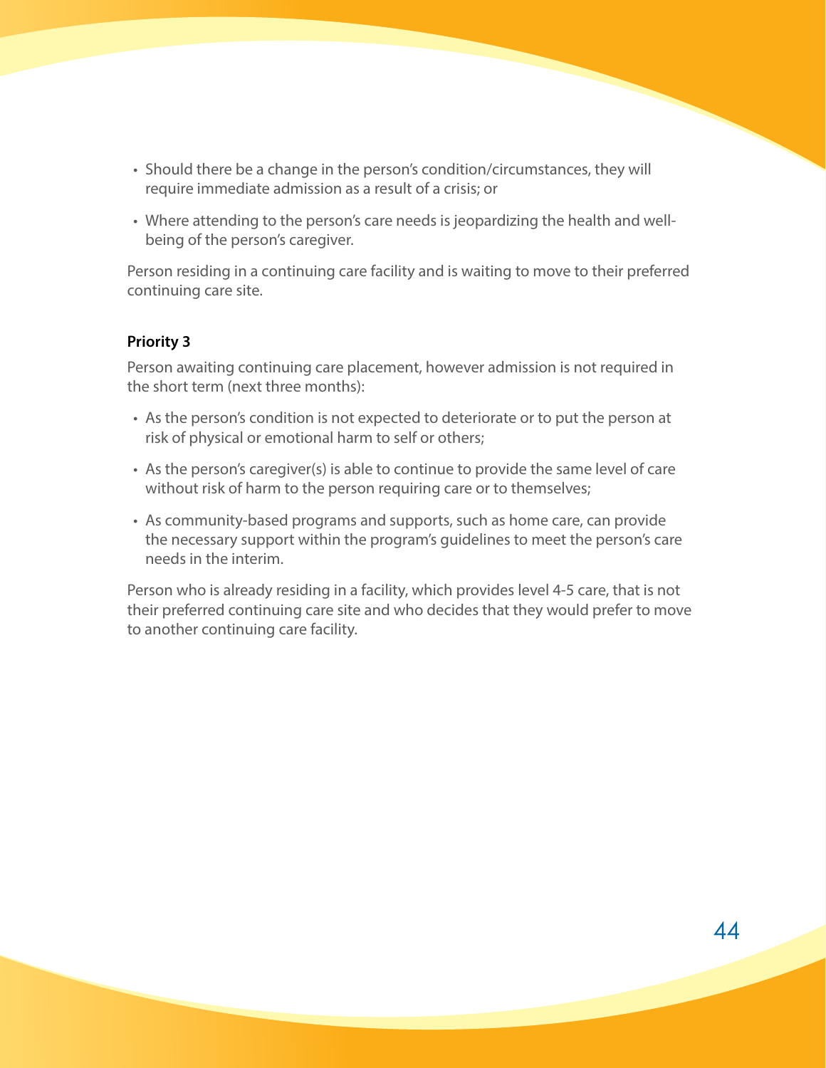- Should there be a change in the person's condition/circumstances, they will require immediate admission as a result of a crisis; or
- Where attending to the person's care needs is jeopardizing the health and well-being of the person's caregiver.

Person residing in a continuing care facility and is waiting to move to their preferred continuing care site.

**Priority 3**

Person awaiting continuing care placement, however admission is not required in the short term (next three months):

- As the person's condition is not expected to deteriorate or to put the person at risk of physical or emotional harm to self or others;
- As the person's caregiver(s) is able to continue to provide the same level of care without risk of harm to the person requiring care or to themselves;
- As community-based programs and supports, such as home care, can provide the necessary support within the program's guidelines to meet the person's care needs in the interim.

Person who is already residing in a facility, which provides level 4-5 care, that is not their preferred continuing care site and who decides that they would prefer to move to another continuing care facility.